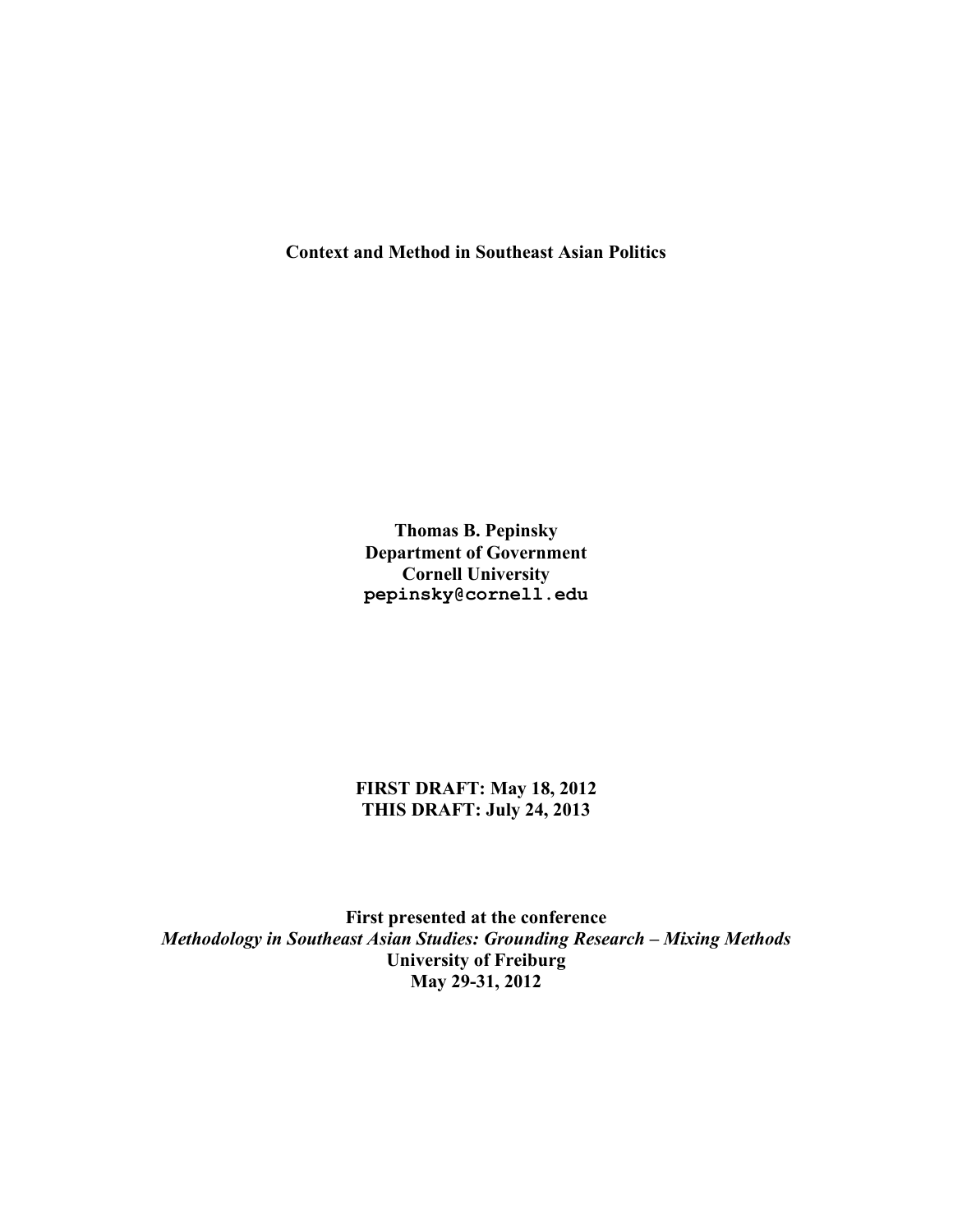# Context and Method in Southeast Asian Politics

**Thomas B. Pepinsky**
**Department of Government**
**Cornell University**
**pepinsky@cornell.edu**

**FIRST DRAFT: May 18, 2012**
**THIS DRAFT: July 24, 2013**

**First presented at the conference**
***Methodology in Southeast Asian Studies: Grounding Research – Mixing Methods***
**University of Freiburg**
**May 29-31, 2012**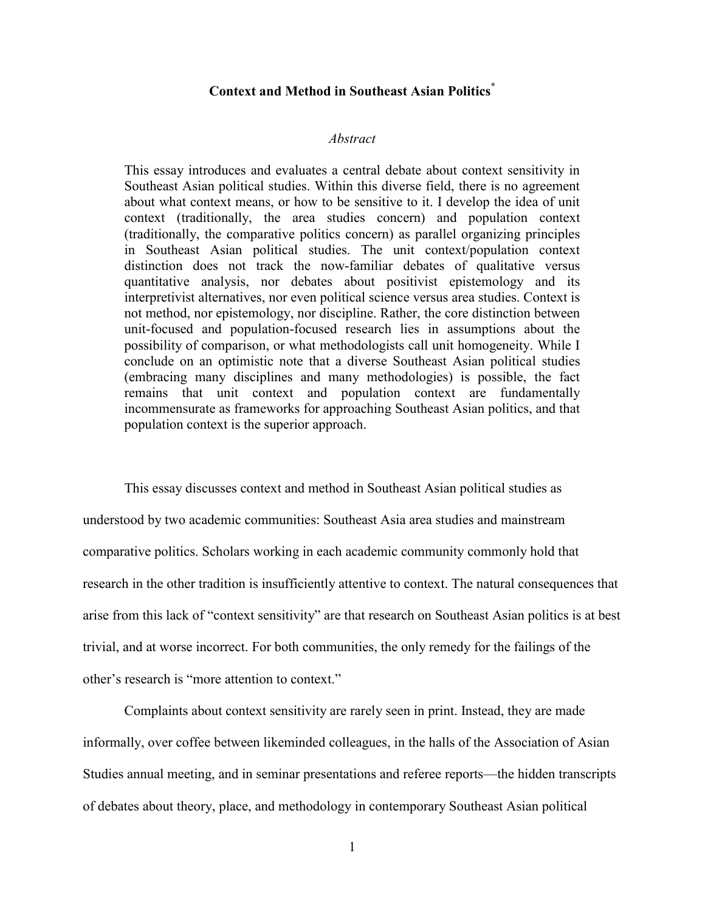# Context and Method in Southeast Asian Politics[*]

*Abstract*

This essay introduces and evaluates a central debate about context sensitivity in Southeast Asian political studies. Within this diverse field, there is no agreement about what context means, or how to be sensitive to it. I develop the idea of unit context (traditionally, the area studies concern) and population context (traditionally, the comparative politics concern) as parallel organizing principles in Southeast Asian political studies. The unit context/population context distinction does not track the now-familiar debates of qualitative versus quantitative analysis, nor debates about positivist epistemology and its interpretivist alternatives, nor even political science versus area studies. Context is not method, nor epistemology, nor discipline. Rather, the core distinction between unit-focused and population-focused research lies in assumptions about the possibility of comparison, or what methodologists call unit homogeneity. While I conclude on an optimistic note that a diverse Southeast Asian political studies (embracing many disciplines and many methodologies) is possible, the fact remains that unit context and population context are fundamentally incommensurate as frameworks for approaching Southeast Asian politics, and that population context is the superior approach.

This essay discusses context and method in Southeast Asian political studies as understood by two academic communities: Southeast Asia area studies and mainstream comparative politics. Scholars working in each academic community commonly hold that research in the other tradition is insufficiently attentive to context. The natural consequences that arise from this lack of "context sensitivity" are that research on Southeast Asian politics is at best trivial, and at worse incorrect. For both communities, the only remedy for the failings of the other's research is "more attention to context."

Complaints about context sensitivity are rarely seen in print. Instead, they are made informally, over coffee between likeminded colleagues, in the halls of the Association of Asian Studies annual meeting, and in seminar presentations and referee reports—the hidden transcripts of debates about theory, place, and methodology in contemporary Southeast Asian political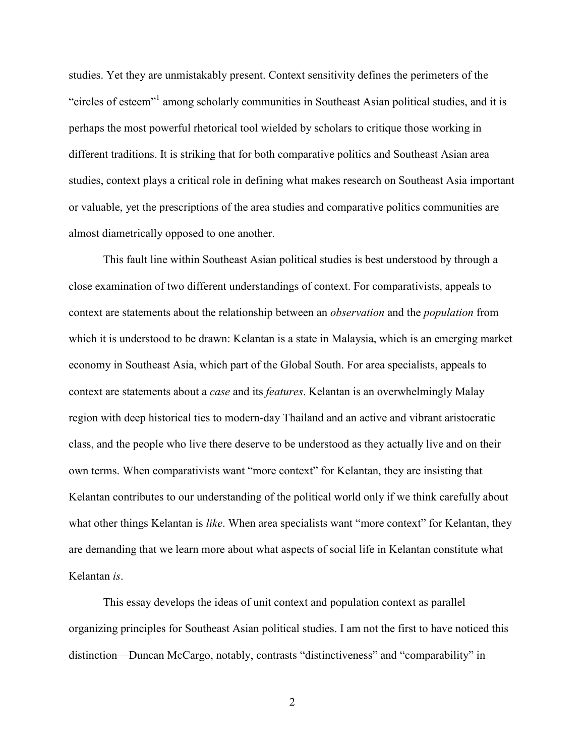studies. Yet they are unmistakably present. Context sensitivity defines the perimeters of the "circles of esteem"[1] among scholarly communities in Southeast Asian political studies, and it is perhaps the most powerful rhetorical tool wielded by scholars to critique those working in different traditions. It is striking that for both comparative politics and Southeast Asian area studies, context plays a critical role in defining what makes research on Southeast Asia important or valuable, yet the prescriptions of the area studies and comparative politics communities are almost diametrically opposed to one another.

This fault line within Southeast Asian political studies is best understood by through a close examination of two different understandings of context. For comparativists, appeals to context are statements about the relationship between an *observation* and the *population* from which it is understood to be drawn: Kelantan is a state in Malaysia, which is an emerging market economy in Southeast Asia, which part of the Global South. For area specialists, appeals to context are statements about a *case* and its *features*. Kelantan is an overwhelmingly Malay region with deep historical ties to modern-day Thailand and an active and vibrant aristocratic class, and the people who live there deserve to be understood as they actually live and on their own terms. When comparativists want "more context" for Kelantan, they are insisting that Kelantan contributes to our understanding of the political world only if we think carefully about what other things Kelantan is *like*. When area specialists want "more context" for Kelantan, they are demanding that we learn more about what aspects of social life in Kelantan constitute what Kelantan *is*.

This essay develops the ideas of unit context and population context as parallel organizing principles for Southeast Asian political studies. I am not the first to have noticed this distinction—Duncan McCargo, notably, contrasts "distinctiveness" and "comparability" in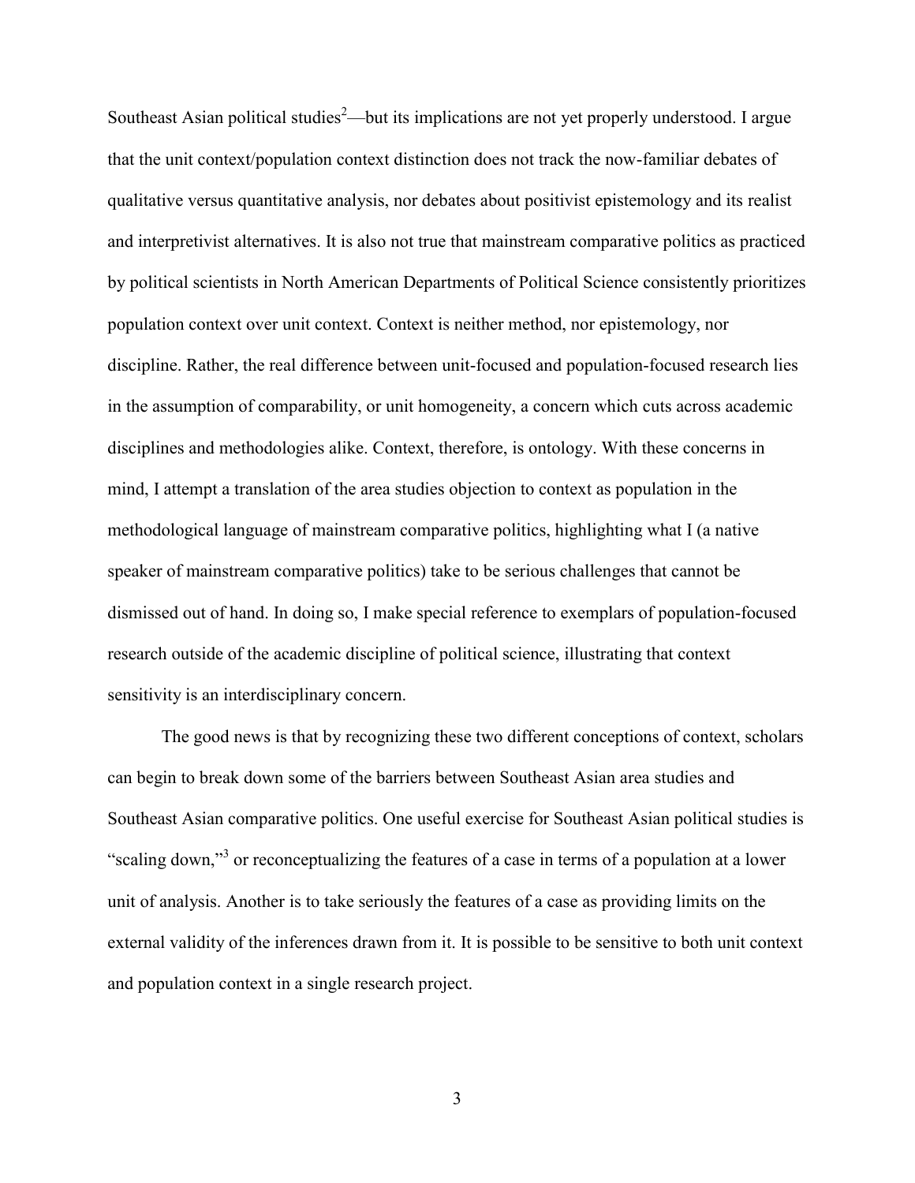Southeast Asian political studies[2]—but its implications are not yet properly understood. I argue that the unit context/population context distinction does not track the now-familiar debates of qualitative versus quantitative analysis, nor debates about positivist epistemology and its realist and interpretivist alternatives. It is also not true that mainstream comparative politics as practiced by political scientists in North American Departments of Political Science consistently prioritizes population context over unit context. Context is neither method, nor epistemology, nor discipline. Rather, the real difference between unit-focused and population-focused research lies in the assumption of comparability, or unit homogeneity, a concern which cuts across academic disciplines and methodologies alike. Context, therefore, is ontology. With these concerns in mind, I attempt a translation of the area studies objection to context as population in the methodological language of mainstream comparative politics, highlighting what I (a native speaker of mainstream comparative politics) take to be serious challenges that cannot be dismissed out of hand. In doing so, I make special reference to exemplars of population-focused research outside of the academic discipline of political science, illustrating that context sensitivity is an interdisciplinary concern.

The good news is that by recognizing these two different conceptions of context, scholars can begin to break down some of the barriers between Southeast Asian area studies and Southeast Asian comparative politics. One useful exercise for Southeast Asian political studies is "scaling down,"[3] or reconceptualizing the features of a case in terms of a population at a lower unit of analysis. Another is to take seriously the features of a case as providing limits on the external validity of the inferences drawn from it. It is possible to be sensitive to both unit context and population context in a single research project.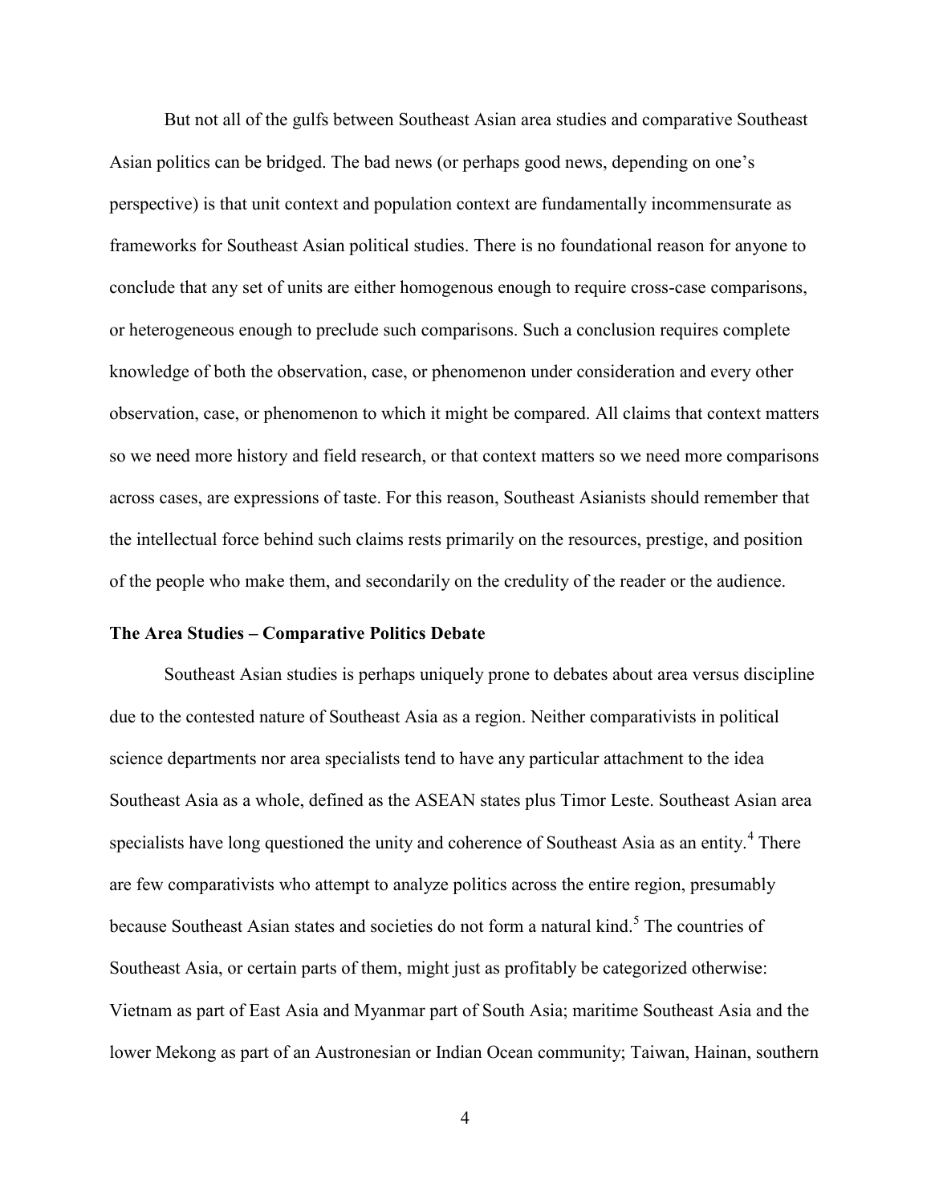But not all of the gulfs between Southeast Asian area studies and comparative Southeast Asian politics can be bridged. The bad news (or perhaps good news, depending on one's perspective) is that unit context and population context are fundamentally incommensurate as frameworks for Southeast Asian political studies. There is no foundational reason for anyone to conclude that any set of units are either homogenous enough to require cross-case comparisons, or heterogeneous enough to preclude such comparisons. Such a conclusion requires complete knowledge of both the observation, case, or phenomenon under consideration and every other observation, case, or phenomenon to which it might be compared. All claims that context matters so we need more history and field research, or that context matters so we need more comparisons across cases, are expressions of taste. For this reason, Southeast Asianists should remember that the intellectual force behind such claims rests primarily on the resources, prestige, and position of the people who make them, and secondarily on the credulity of the reader or the audience.

### The Area Studies – Comparative Politics Debate

Southeast Asian studies is perhaps uniquely prone to debates about area versus discipline due to the contested nature of Southeast Asia as a region. Neither comparativists in political science departments nor area specialists tend to have any particular attachment to the idea Southeast Asia as a whole, defined as the ASEAN states plus Timor Leste. Southeast Asian area specialists have long questioned the unity and coherence of Southeast Asia as an entity.[4] There are few comparativists who attempt to analyze politics across the entire region, presumably because Southeast Asian states and societies do not form a natural kind.[5] The countries of Southeast Asia, or certain parts of them, might just as profitably be categorized otherwise: Vietnam as part of East Asia and Myanmar part of South Asia; maritime Southeast Asia and the lower Mekong as part of an Austronesian or Indian Ocean community; Taiwan, Hainan, southern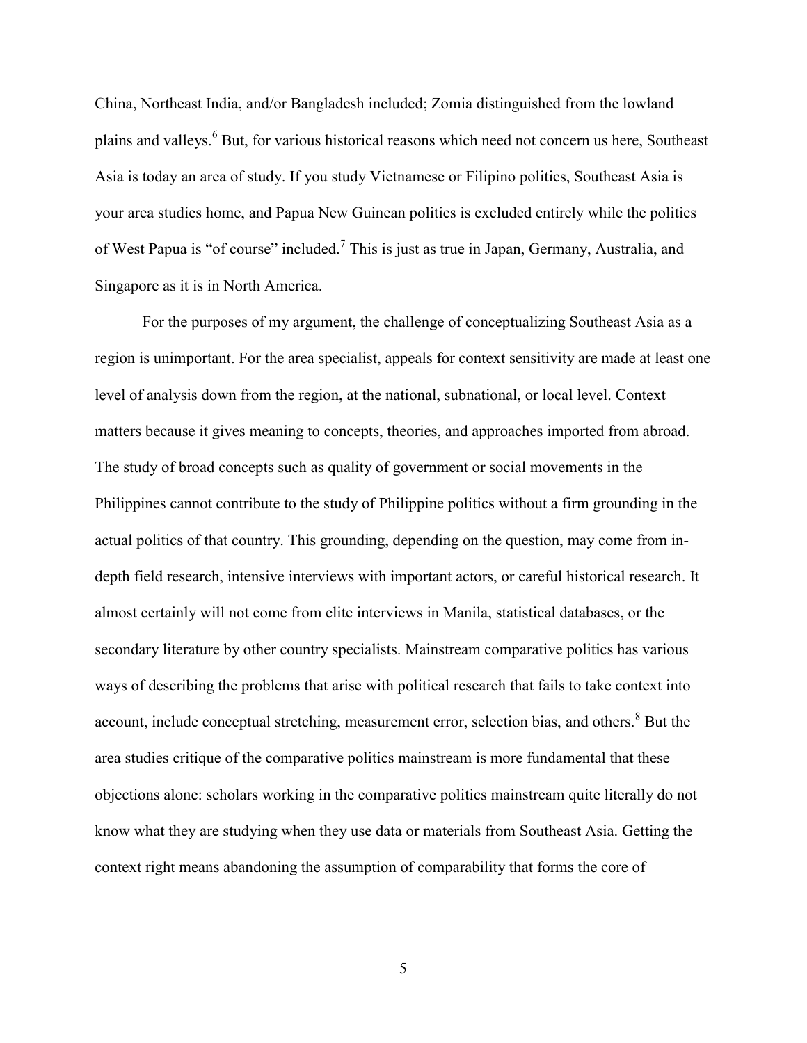China, Northeast India, and/or Bangladesh included; Zomia distinguished from the lowland plains and valleys.[6] But, for various historical reasons which need not concern us here, Southeast Asia is today an area of study. If you study Vietnamese or Filipino politics, Southeast Asia is your area studies home, and Papua New Guinean politics is excluded entirely while the politics of West Papua is "of course" included.[7] This is just as true in Japan, Germany, Australia, and Singapore as it is in North America.

For the purposes of my argument, the challenge of conceptualizing Southeast Asia as a region is unimportant. For the area specialist, appeals for context sensitivity are made at least one level of analysis down from the region, at the national, subnational, or local level. Context matters because it gives meaning to concepts, theories, and approaches imported from abroad. The study of broad concepts such as quality of government or social movements in the Philippines cannot contribute to the study of Philippine politics without a firm grounding in the actual politics of that country. This grounding, depending on the question, may come from in-depth field research, intensive interviews with important actors, or careful historical research. It almost certainly will not come from elite interviews in Manila, statistical databases, or the secondary literature by other country specialists. Mainstream comparative politics has various ways of describing the problems that arise with political research that fails to take context into account, include conceptual stretching, measurement error, selection bias, and others.[8] But the area studies critique of the comparative politics mainstream is more fundamental that these objections alone: scholars working in the comparative politics mainstream quite literally do not know what they are studying when they use data or materials from Southeast Asia. Getting the context right means abandoning the assumption of comparability that forms the core of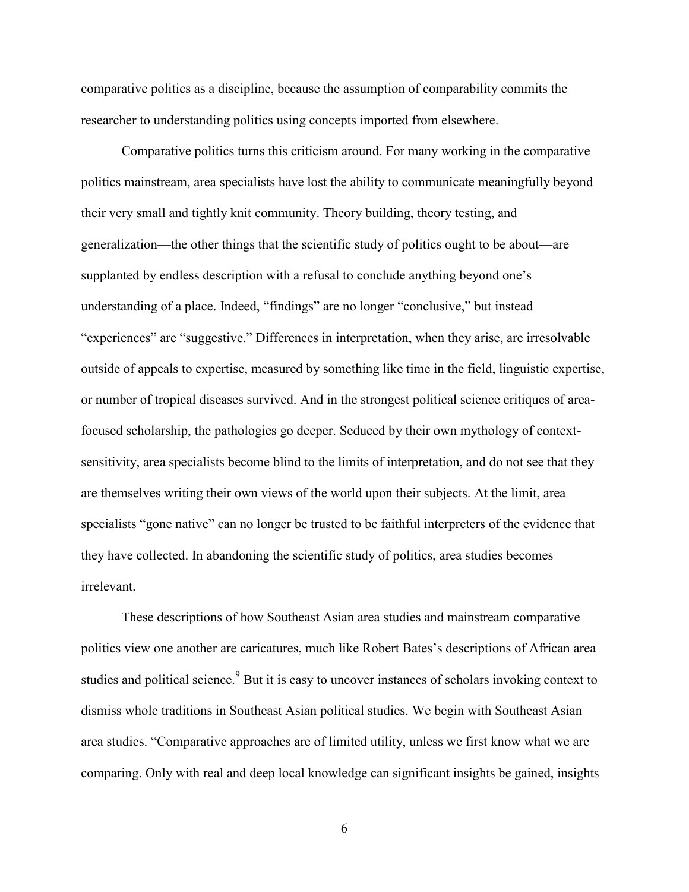comparative politics as a discipline, because the assumption of comparability commits the researcher to understanding politics using concepts imported from elsewhere.

Comparative politics turns this criticism around. For many working in the comparative politics mainstream, area specialists have lost the ability to communicate meaningfully beyond their very small and tightly knit community. Theory building, theory testing, and generalization—the other things that the scientific study of politics ought to be about—are supplanted by endless description with a refusal to conclude anything beyond one's understanding of a place. Indeed, "findings" are no longer "conclusive," but instead "experiences" are "suggestive." Differences in interpretation, when they arise, are irresolvable outside of appeals to expertise, measured by something like time in the field, linguistic expertise, or number of tropical diseases survived. And in the strongest political science critiques of area-focused scholarship, the pathologies go deeper. Seduced by their own mythology of context-sensitivity, area specialists become blind to the limits of interpretation, and do not see that they are themselves writing their own views of the world upon their subjects. At the limit, area specialists "gone native" can no longer be trusted to be faithful interpreters of the evidence that they have collected. In abandoning the scientific study of politics, area studies becomes irrelevant.

These descriptions of how Southeast Asian area studies and mainstream comparative politics view one another are caricatures, much like Robert Bates's descriptions of African area studies and political science.[9] But it is easy to uncover instances of scholars invoking context to dismiss whole traditions in Southeast Asian political studies. We begin with Southeast Asian area studies. "Comparative approaches are of limited utility, unless we first know what we are comparing. Only with real and deep local knowledge can significant insights be gained, insights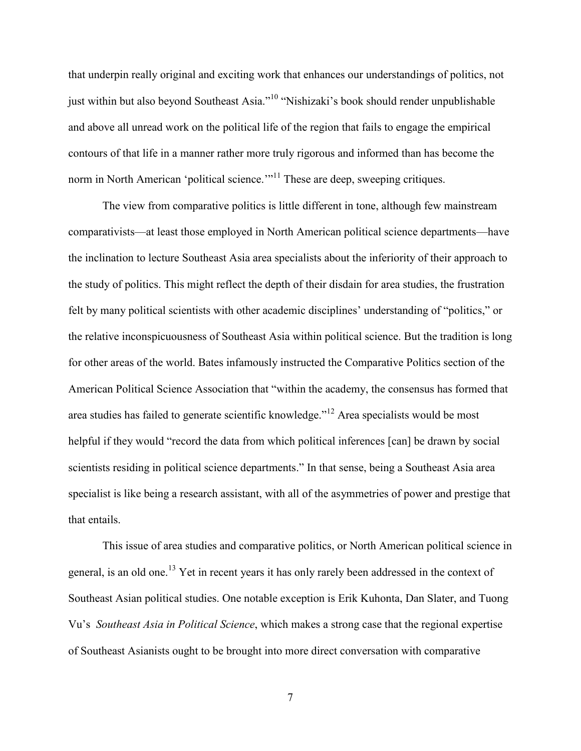that underpin really original and exciting work that enhances our understandings of politics, not just within but also beyond Southeast Asia."[10] "Nishizaki's book should render unpublishable and above all unread work on the political life of the region that fails to engage the empirical contours of that life in a manner rather more truly rigorous and informed than has become the norm in North American 'political science.'"[11] These are deep, sweeping critiques.

The view from comparative politics is little different in tone, although few mainstream comparativists—at least those employed in North American political science departments—have the inclination to lecture Southeast Asia area specialists about the inferiority of their approach to the study of politics. This might reflect the depth of their disdain for area studies, the frustration felt by many political scientists with other academic disciplines' understanding of "politics," or the relative inconspicuousness of Southeast Asia within political science. But the tradition is long for other areas of the world. Bates infamously instructed the Comparative Politics section of the American Political Science Association that "within the academy, the consensus has formed that area studies has failed to generate scientific knowledge."[12] Area specialists would be most helpful if they would "record the data from which political inferences [can] be drawn by social scientists residing in political science departments." In that sense, being a Southeast Asia area specialist is like being a research assistant, with all of the asymmetries of power and prestige that that entails.

This issue of area studies and comparative politics, or North American political science in general, is an old one.[13] Yet in recent years it has only rarely been addressed in the context of Southeast Asian political studies. One notable exception is Erik Kuhonta, Dan Slater, and Tuong Vu's *Southeast Asia in Political Science*, which makes a strong case that the regional expertise of Southeast Asianists ought to be brought into more direct conversation with comparative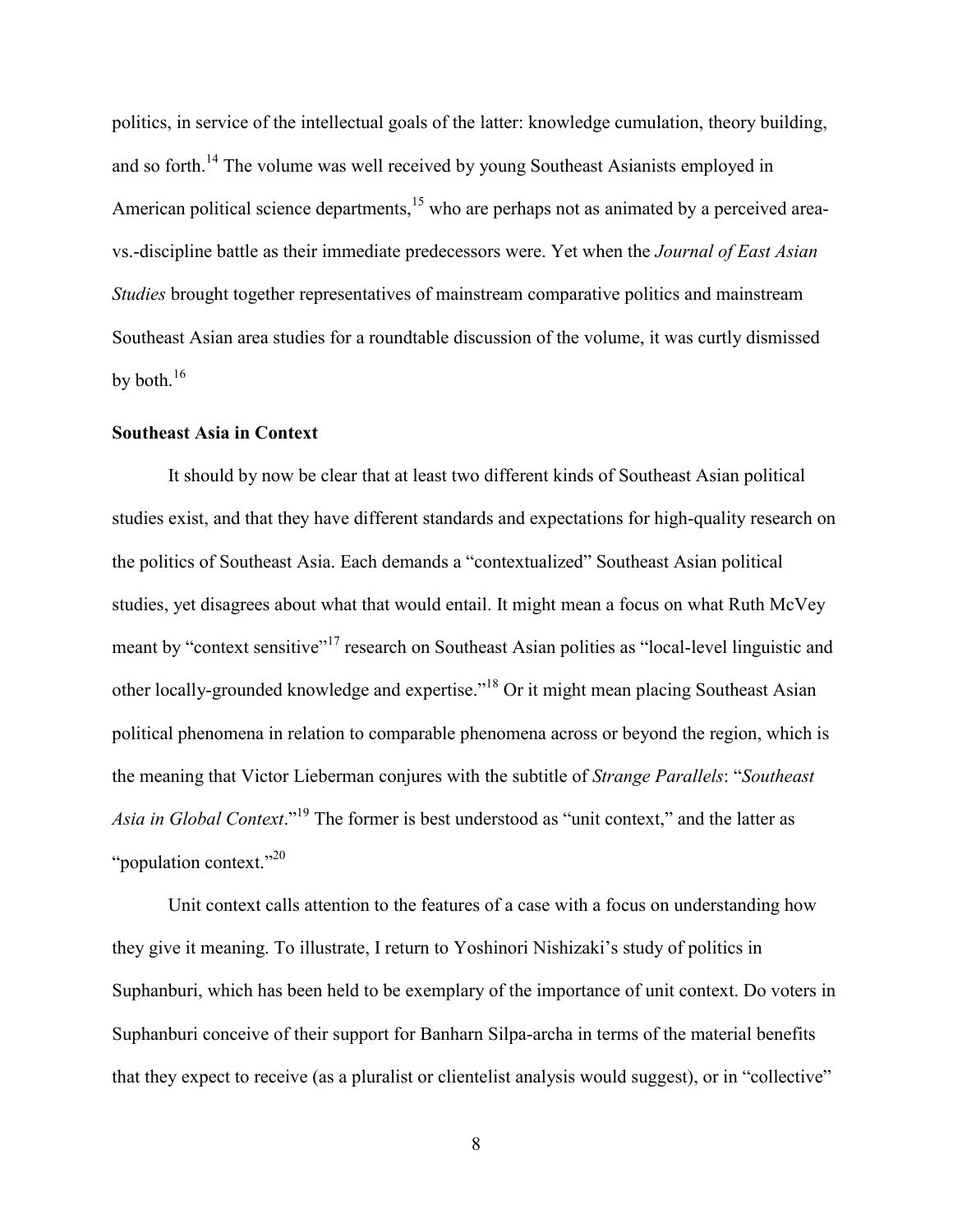politics, in service of the intellectual goals of the latter: knowledge cumulation, theory building, and so forth.[14] The volume was well received by young Southeast Asianists employed in American political science departments,[15] who are perhaps not as animated by a perceived area-vs.-discipline battle as their immediate predecessors were. Yet when the *Journal of East Asian Studies* brought together representatives of mainstream comparative politics and mainstream Southeast Asian area studies for a roundtable discussion of the volume, it was curtly dismissed by both.[16]

**Southeast Asia in Context**

It should by now be clear that at least two different kinds of Southeast Asian political studies exist, and that they have different standards and expectations for high-quality research on the politics of Southeast Asia. Each demands a "contextualized" Southeast Asian political studies, yet disagrees about what that would entail. It might mean a focus on what Ruth McVey meant by "context sensitive"[17] research on Southeast Asian polities as "local-level linguistic and other locally-grounded knowledge and expertise."[18] Or it might mean placing Southeast Asian political phenomena in relation to comparable phenomena across or beyond the region, which is the meaning that Victor Lieberman conjures with the subtitle of *Strange Parallels*: "*Southeast Asia in Global Context*."[19] The former is best understood as "unit context," and the latter as "population context."[20]

Unit context calls attention to the features of a case with a focus on understanding how they give it meaning. To illustrate, I return to Yoshinori Nishizaki's study of politics in Suphanburi, which has been held to be exemplary of the importance of unit context. Do voters in Suphanburi conceive of their support for Banharn Silpa-archa in terms of the material benefits that they expect to receive (as a pluralist or clientelist analysis would suggest), or in "collective"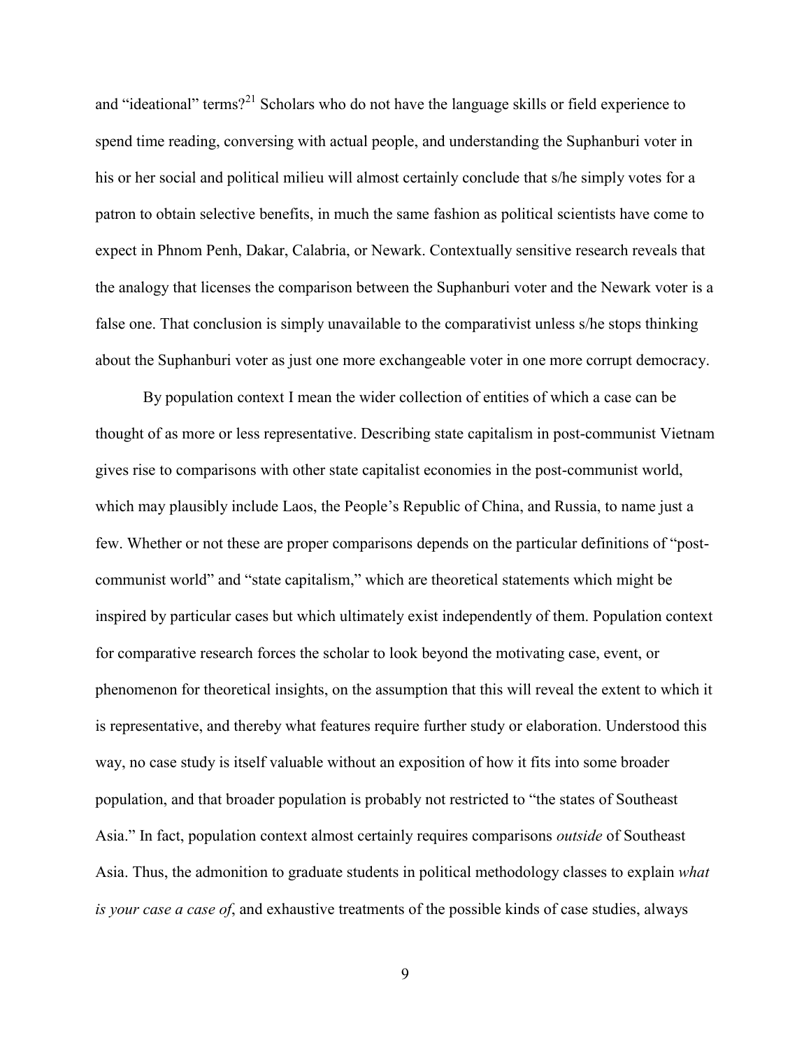and "ideational" terms?[21] Scholars who do not have the language skills or field experience to spend time reading, conversing with actual people, and understanding the Suphanburi voter in his or her social and political milieu will almost certainly conclude that s/he simply votes for a patron to obtain selective benefits, in much the same fashion as political scientists have come to expect in Phnom Penh, Dakar, Calabria, or Newark. Contextually sensitive research reveals that the analogy that licenses the comparison between the Suphanburi voter and the Newark voter is a false one. That conclusion is simply unavailable to the comparativist unless s/he stops thinking about the Suphanburi voter as just one more exchangeable voter in one more corrupt democracy.

By population context I mean the wider collection of entities of which a case can be thought of as more or less representative. Describing state capitalism in post-communist Vietnam gives rise to comparisons with other state capitalist economies in the post-communist world, which may plausibly include Laos, the People's Republic of China, and Russia, to name just a few. Whether or not these are proper comparisons depends on the particular definitions of "post-communist world" and "state capitalism," which are theoretical statements which might be inspired by particular cases but which ultimately exist independently of them. Population context for comparative research forces the scholar to look beyond the motivating case, event, or phenomenon for theoretical insights, on the assumption that this will reveal the extent to which it is representative, and thereby what features require further study or elaboration. Understood this way, no case study is itself valuable without an exposition of how it fits into some broader population, and that broader population is probably not restricted to "the states of Southeast Asia." In fact, population context almost certainly requires comparisons *outside* of Southeast Asia. Thus, the admonition to graduate students in political methodology classes to explain *what is your case a case of*, and exhaustive treatments of the possible kinds of case studies, always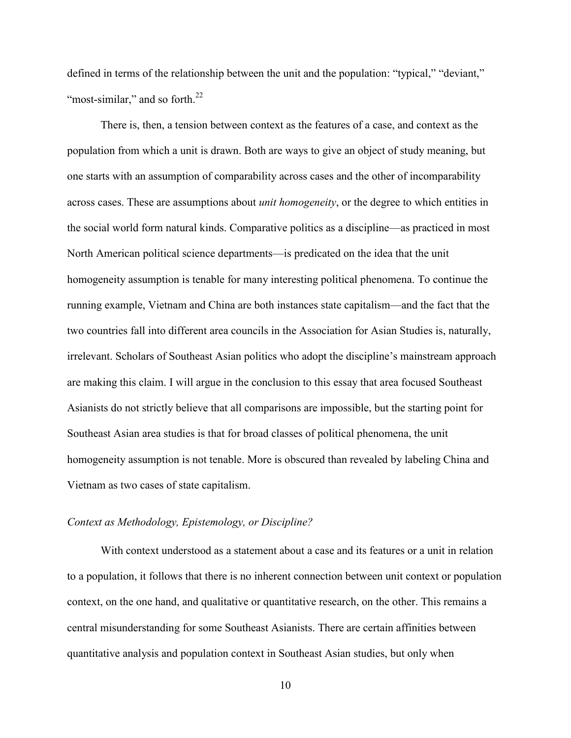defined in terms of the relationship between the unit and the population: "typical," "deviant," "most-similar," and so forth.[22]

There is, then, a tension between context as the features of a case, and context as the population from which a unit is drawn. Both are ways to give an object of study meaning, but one starts with an assumption of comparability across cases and the other of incomparability across cases. These are assumptions about *unit homogeneity*, or the degree to which entities in the social world form natural kinds. Comparative politics as a discipline—as practiced in most North American political science departments—is predicated on the idea that the unit homogeneity assumption is tenable for many interesting political phenomena. To continue the running example, Vietnam and China are both instances state capitalism—and the fact that the two countries fall into different area councils in the Association for Asian Studies is, naturally, irrelevant. Scholars of Southeast Asian politics who adopt the discipline's mainstream approach are making this claim. I will argue in the conclusion to this essay that area focused Southeast Asianists do not strictly believe that all comparisons are impossible, but the starting point for Southeast Asian area studies is that for broad classes of political phenomena, the unit homogeneity assumption is not tenable. More is obscured than revealed by labeling China and Vietnam as two cases of state capitalism.

*Context as Methodology, Epistemology, or Discipline?*

With context understood as a statement about a case and its features or a unit in relation to a population, it follows that there is no inherent connection between unit context or population context, on the one hand, and qualitative or quantitative research, on the other. This remains a central misunderstanding for some Southeast Asianists. There are certain affinities between quantitative analysis and population context in Southeast Asian studies, but only when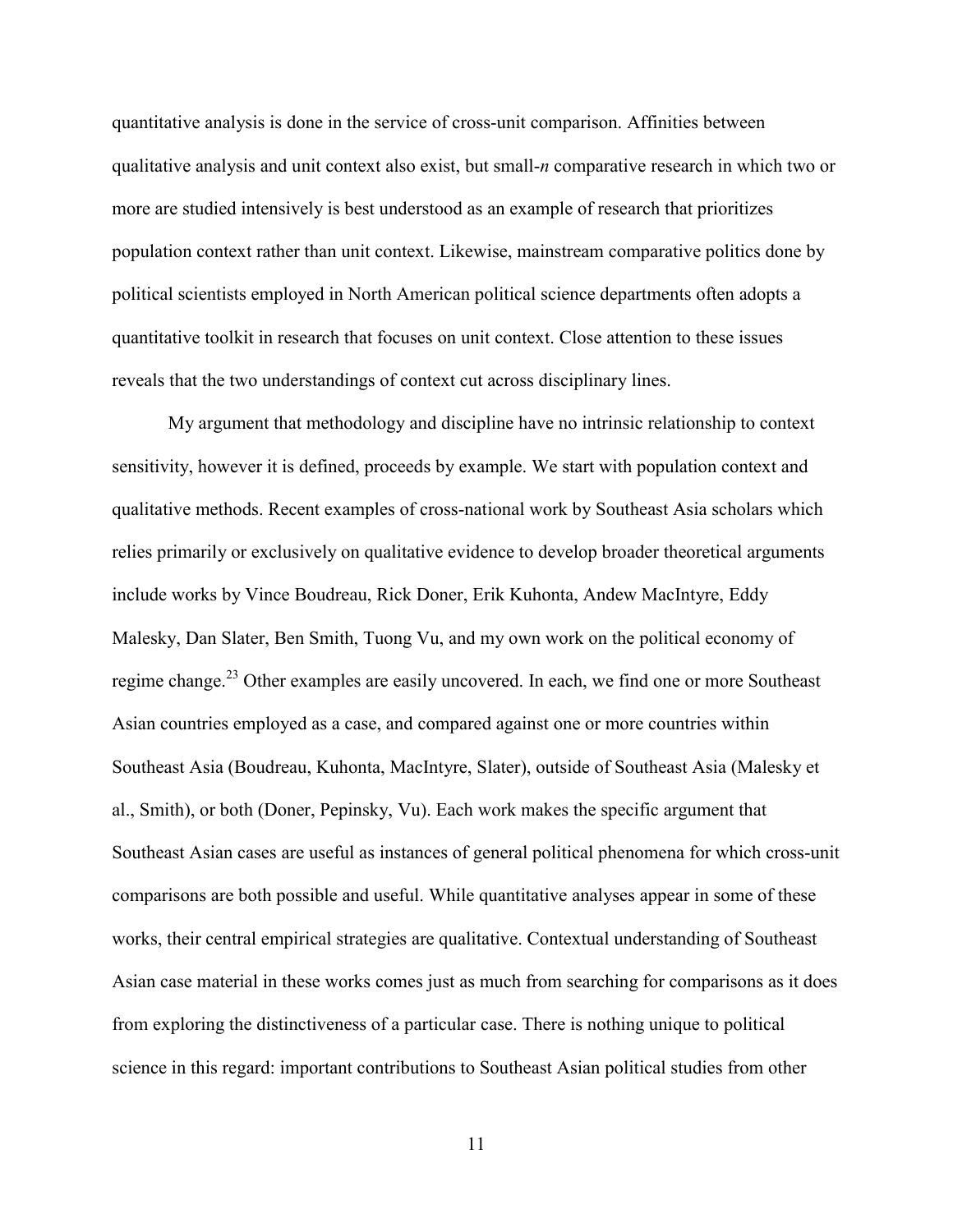quantitative analysis is done in the service of cross-unit comparison. Affinities between qualitative analysis and unit context also exist, but small-*n* comparative research in which two or more are studied intensively is best understood as an example of research that prioritizes population context rather than unit context. Likewise, mainstream comparative politics done by political scientists employed in North American political science departments often adopts a quantitative toolkit in research that focuses on unit context. Close attention to these issues reveals that the two understandings of context cut across disciplinary lines.

My argument that methodology and discipline have no intrinsic relationship to context sensitivity, however it is defined, proceeds by example. We start with population context and qualitative methods. Recent examples of cross-national work by Southeast Asia scholars which relies primarily or exclusively on qualitative evidence to develop broader theoretical arguments include works by Vince Boudreau, Rick Doner, Erik Kuhonta, Andew MacIntyre, Eddy Malesky, Dan Slater, Ben Smith, Tuong Vu, and my own work on the political economy of regime change.[23] Other examples are easily uncovered. In each, we find one or more Southeast Asian countries employed as a case, and compared against one or more countries within Southeast Asia (Boudreau, Kuhonta, MacIntyre, Slater), outside of Southeast Asia (Malesky et al., Smith), or both (Doner, Pepinsky, Vu). Each work makes the specific argument that Southeast Asian cases are useful as instances of general political phenomena for which cross-unit comparisons are both possible and useful. While quantitative analyses appear in some of these works, their central empirical strategies are qualitative. Contextual understanding of Southeast Asian case material in these works comes just as much from searching for comparisons as it does from exploring the distinctiveness of a particular case. There is nothing unique to political science in this regard: important contributions to Southeast Asian political studies from other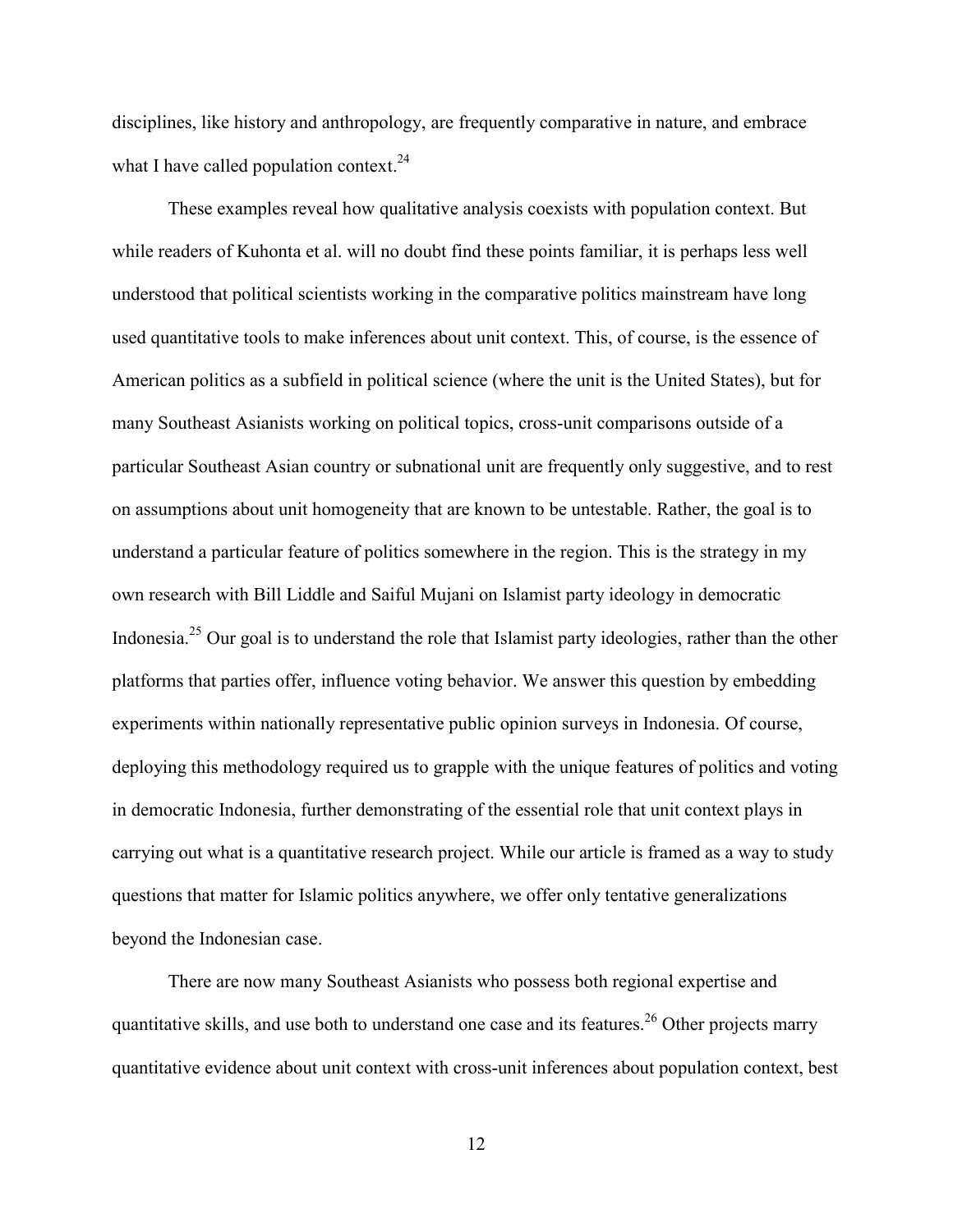disciplines, like history and anthropology, are frequently comparative in nature, and embrace what I have called population context.[24]

These examples reveal how qualitative analysis coexists with population context. But while readers of Kuhonta et al. will no doubt find these points familiar, it is perhaps less well understood that political scientists working in the comparative politics mainstream have long used quantitative tools to make inferences about unit context. This, of course, is the essence of American politics as a subfield in political science (where the unit is the United States), but for many Southeast Asianists working on political topics, cross-unit comparisons outside of a particular Southeast Asian country or subnational unit are frequently only suggestive, and to rest on assumptions about unit homogeneity that are known to be untestable. Rather, the goal is to understand a particular feature of politics somewhere in the region. This is the strategy in my own research with Bill Liddle and Saiful Mujani on Islamist party ideology in democratic Indonesia.[25] Our goal is to understand the role that Islamist party ideologies, rather than the other platforms that parties offer, influence voting behavior. We answer this question by embedding experiments within nationally representative public opinion surveys in Indonesia. Of course, deploying this methodology required us to grapple with the unique features of politics and voting in democratic Indonesia, further demonstrating of the essential role that unit context plays in carrying out what is a quantitative research project. While our article is framed as a way to study questions that matter for Islamic politics anywhere, we offer only tentative generalizations beyond the Indonesian case.

There are now many Southeast Asianists who possess both regional expertise and quantitative skills, and use both to understand one case and its features.[26] Other projects marry quantitative evidence about unit context with cross-unit inferences about population context, best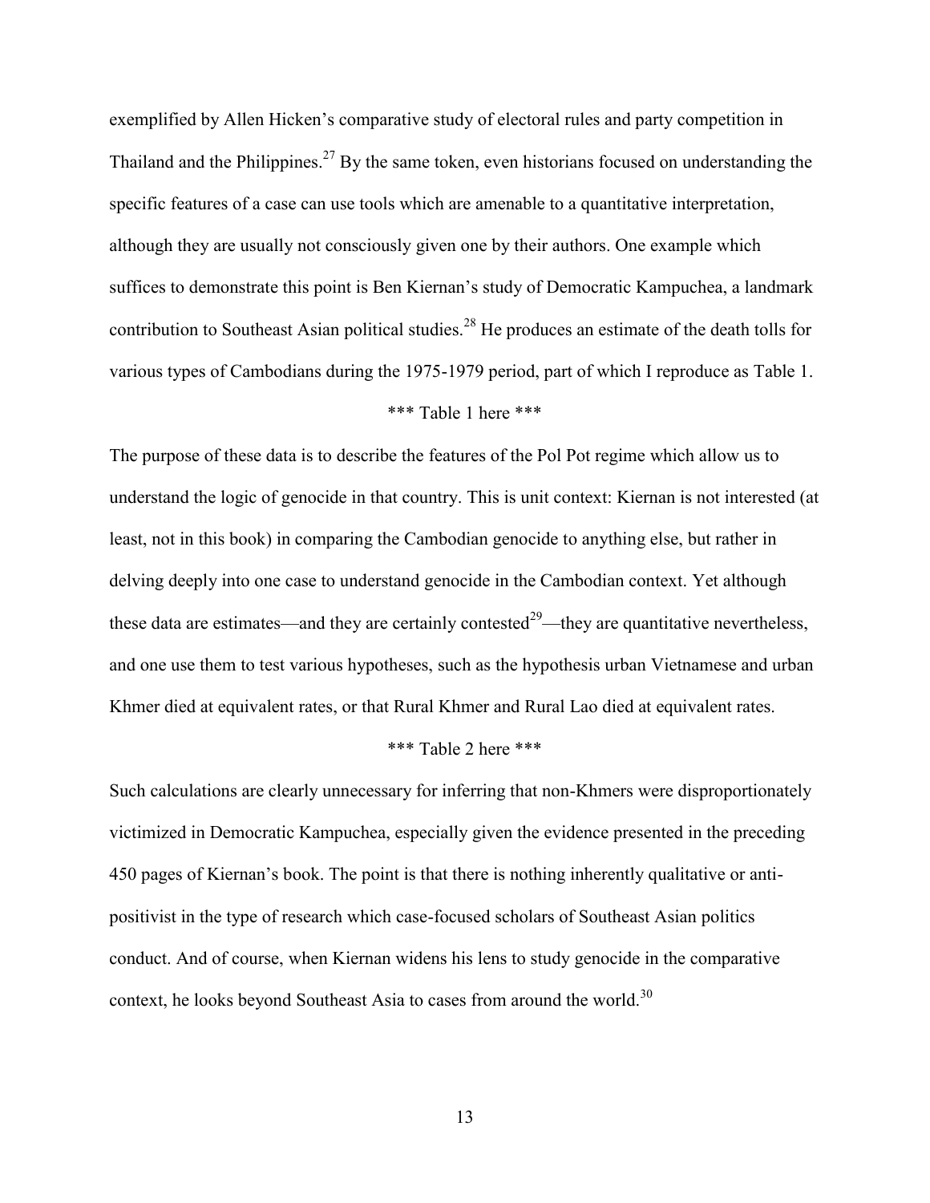exemplified by Allen Hicken's comparative study of electoral rules and party competition in Thailand and the Philippines.[27] By the same token, even historians focused on understanding the specific features of a case can use tools which are amenable to a quantitative interpretation, although they are usually not consciously given one by their authors. One example which suffices to demonstrate this point is Ben Kiernan's study of Democratic Kampuchea, a landmark contribution to Southeast Asian political studies.[28] He produces an estimate of the death tolls for various types of Cambodians during the 1975-1979 period, part of which I reproduce as Table 1.

*** Table 1 here ***

The purpose of these data is to describe the features of the Pol Pot regime which allow us to understand the logic of genocide in that country. This is unit context: Kiernan is not interested (at least, not in this book) in comparing the Cambodian genocide to anything else, but rather in delving deeply into one case to understand genocide in the Cambodian context. Yet although these data are estimates—and they are certainly contested[29]—they are quantitative nevertheless, and one use them to test various hypotheses, such as the hypothesis urban Vietnamese and urban Khmer died at equivalent rates, or that Rural Khmer and Rural Lao died at equivalent rates.

*** Table 2 here ***

Such calculations are clearly unnecessary for inferring that non-Khmers were disproportionately victimized in Democratic Kampuchea, especially given the evidence presented in the preceding 450 pages of Kiernan's book. The point is that there is nothing inherently qualitative or anti-positivist in the type of research which case-focused scholars of Southeast Asian politics conduct. And of course, when Kiernan widens his lens to study genocide in the comparative context, he looks beyond Southeast Asia to cases from around the world.[30]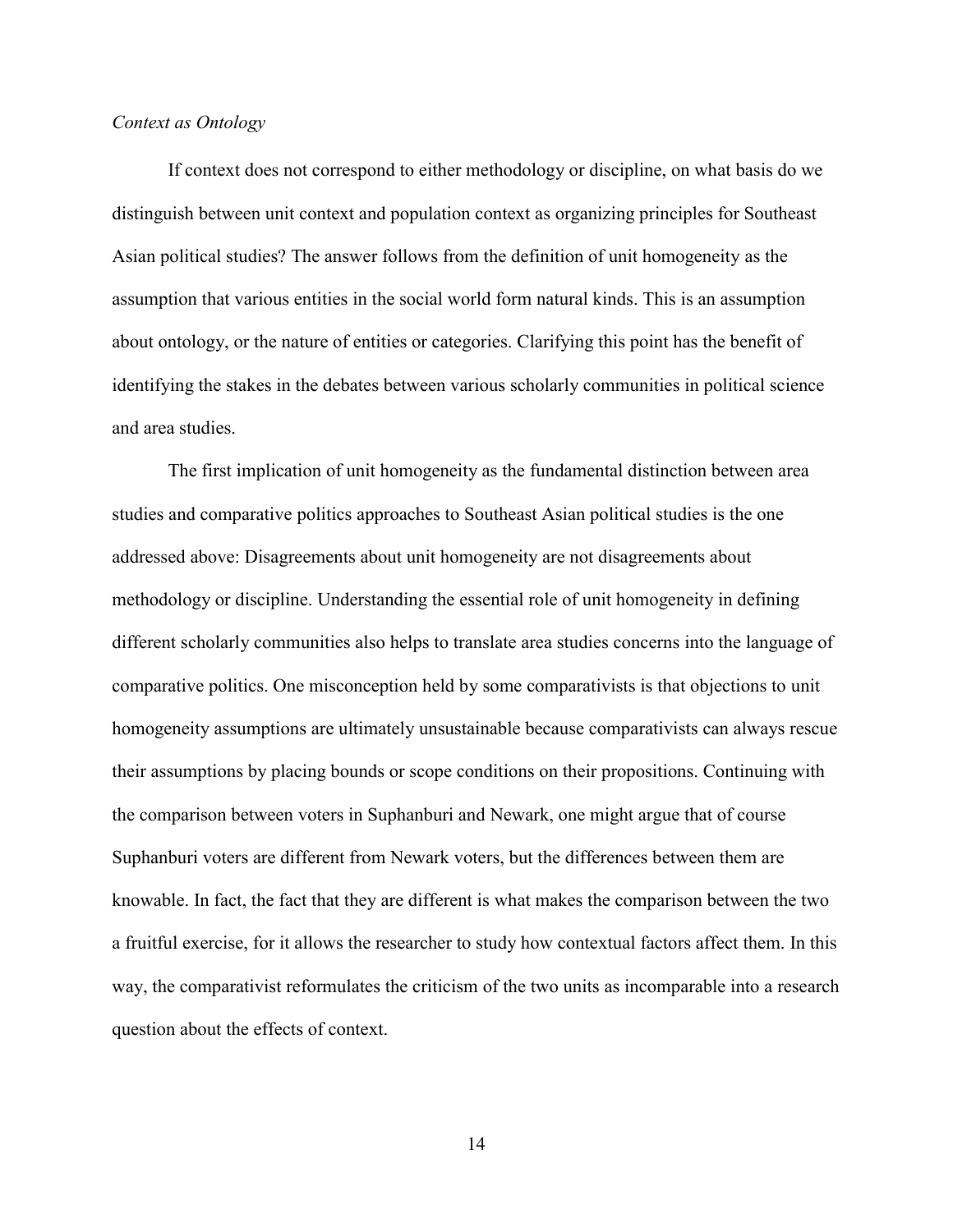*Context as Ontology*

If context does not correspond to either methodology or discipline, on what basis do we distinguish between unit context and population context as organizing principles for Southeast Asian political studies? The answer follows from the definition of unit homogeneity as the assumption that various entities in the social world form natural kinds. This is an assumption about ontology, or the nature of entities or categories. Clarifying this point has the benefit of identifying the stakes in the debates between various scholarly communities in political science and area studies.

The first implication of unit homogeneity as the fundamental distinction between area studies and comparative politics approaches to Southeast Asian political studies is the one addressed above: Disagreements about unit homogeneity are not disagreements about methodology or discipline. Understanding the essential role of unit homogeneity in defining different scholarly communities also helps to translate area studies concerns into the language of comparative politics. One misconception held by some comparativists is that objections to unit homogeneity assumptions are ultimately unsustainable because comparativists can always rescue their assumptions by placing bounds or scope conditions on their propositions. Continuing with the comparison between voters in Suphanburi and Newark, one might argue that of course Suphanburi voters are different from Newark voters, but the differences between them are knowable. In fact, the fact that they are different is what makes the comparison between the two a fruitful exercise, for it allows the researcher to study how contextual factors affect them. In this way, the comparativist reformulates the criticism of the two units as incomparable into a research question about the effects of context.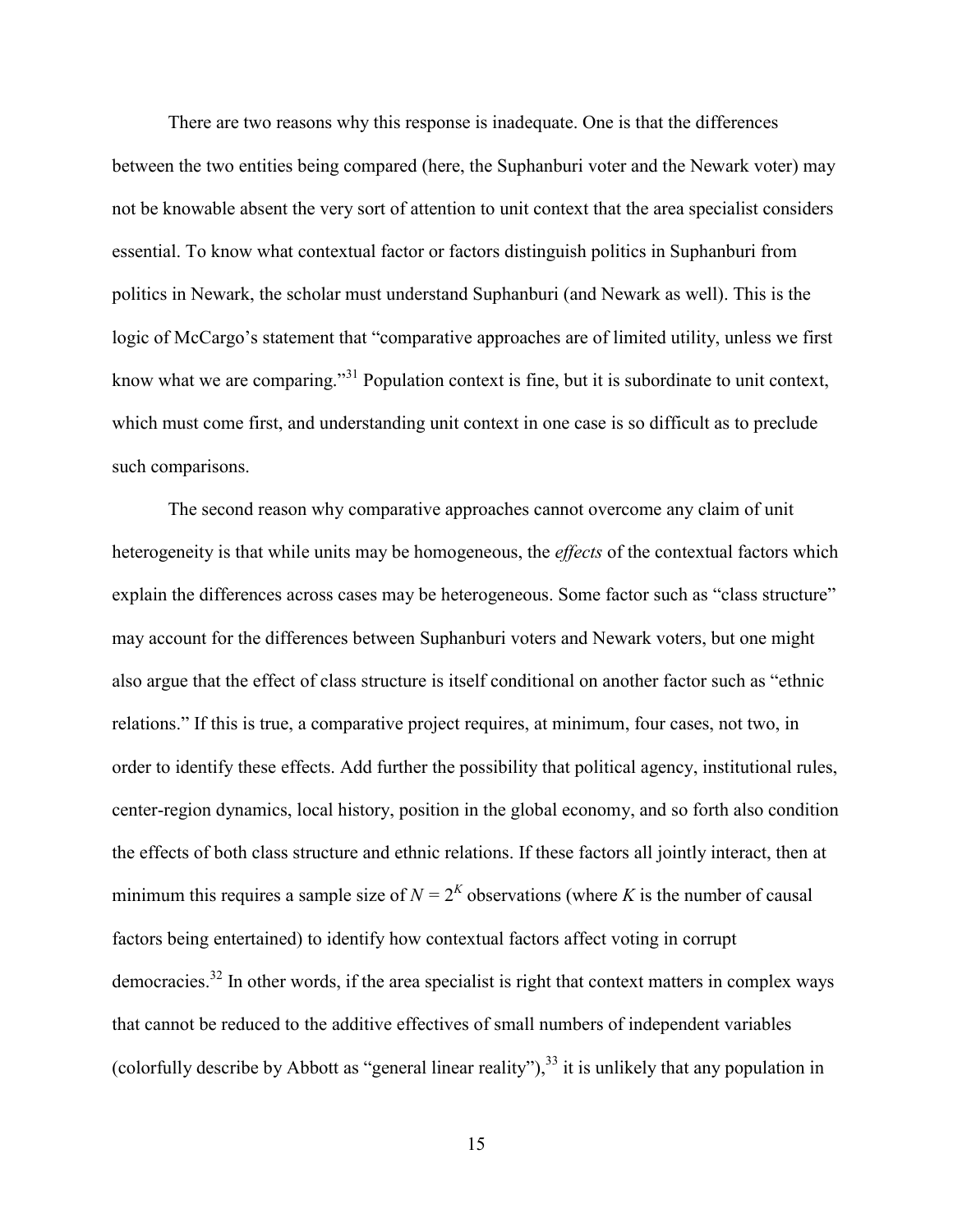There are two reasons why this response is inadequate. One is that the differences between the two entities being compared (here, the Suphanburi voter and the Newark voter) may not be knowable absent the very sort of attention to unit context that the area specialist considers essential. To know what contextual factor or factors distinguish politics in Suphanburi from politics in Newark, the scholar must understand Suphanburi (and Newark as well). This is the logic of McCargo's statement that "comparative approaches are of limited utility, unless we first know what we are comparing."[31] Population context is fine, but it is subordinate to unit context, which must come first, and understanding unit context in one case is so difficult as to preclude such comparisons.

The second reason why comparative approaches cannot overcome any claim of unit heterogeneity is that while units may be homogeneous, the *effects* of the contextual factors which explain the differences across cases may be heterogeneous. Some factor such as "class structure" may account for the differences between Suphanburi voters and Newark voters, but one might also argue that the effect of class structure is itself conditional on another factor such as "ethnic relations." If this is true, a comparative project requires, at minimum, four cases, not two, in order to identify these effects. Add further the possibility that political agency, institutional rules, center-region dynamics, local history, position in the global economy, and so forth also condition the effects of both class structure and ethnic relations. If these factors all jointly interact, then at minimum this requires a sample size of $N = 2^K$ observations (where $K$ is the number of causal factors being entertained) to identify how contextual factors affect voting in corrupt democracies.[32] In other words, if the area specialist is right that context matters in complex ways that cannot be reduced to the additive effectives of small numbers of independent variables (colorfully describe by Abbott as "general linear reality"),[33] it is unlikely that any population in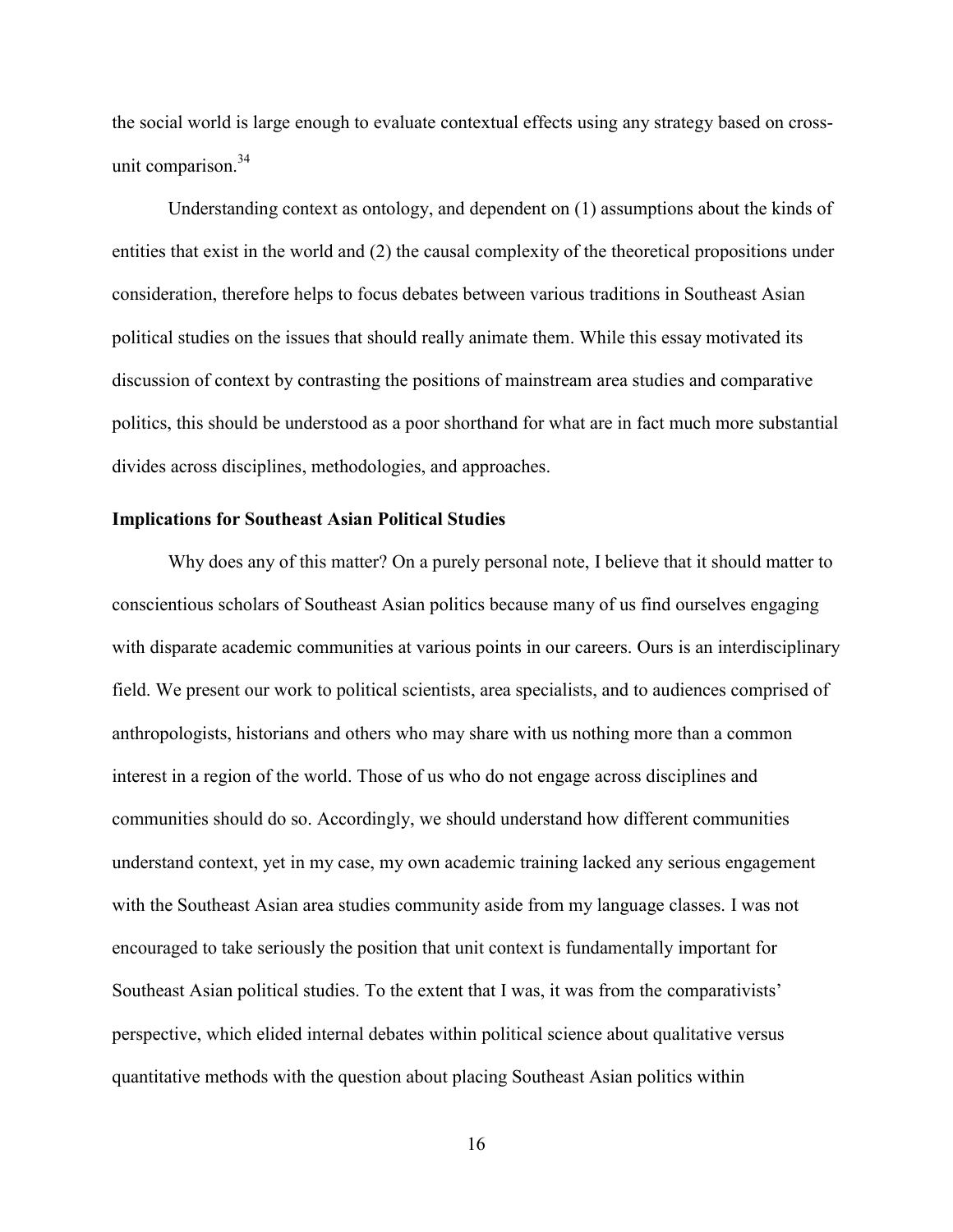the social world is large enough to evaluate contextual effects using any strategy based on cross-unit comparison.[34]

Understanding context as ontology, and dependent on (1) assumptions about the kinds of entities that exist in the world and (2) the causal complexity of the theoretical propositions under consideration, therefore helps to focus debates between various traditions in Southeast Asian political studies on the issues that should really animate them. While this essay motivated its discussion of context by contrasting the positions of mainstream area studies and comparative politics, this should be understood as a poor shorthand for what are in fact much more substantial divides across disciplines, methodologies, and approaches.

**Implications for Southeast Asian Political Studies**

Why does any of this matter? On a purely personal note, I believe that it should matter to conscientious scholars of Southeast Asian politics because many of us find ourselves engaging with disparate academic communities at various points in our careers. Ours is an interdisciplinary field. We present our work to political scientists, area specialists, and to audiences comprised of anthropologists, historians and others who may share with us nothing more than a common interest in a region of the world. Those of us who do not engage across disciplines and communities should do so. Accordingly, we should understand how different communities understand context, yet in my case, my own academic training lacked any serious engagement with the Southeast Asian area studies community aside from my language classes. I was not encouraged to take seriously the position that unit context is fundamentally important for Southeast Asian political studies. To the extent that I was, it was from the comparativists' perspective, which elided internal debates within political science about qualitative versus quantitative methods with the question about placing Southeast Asian politics within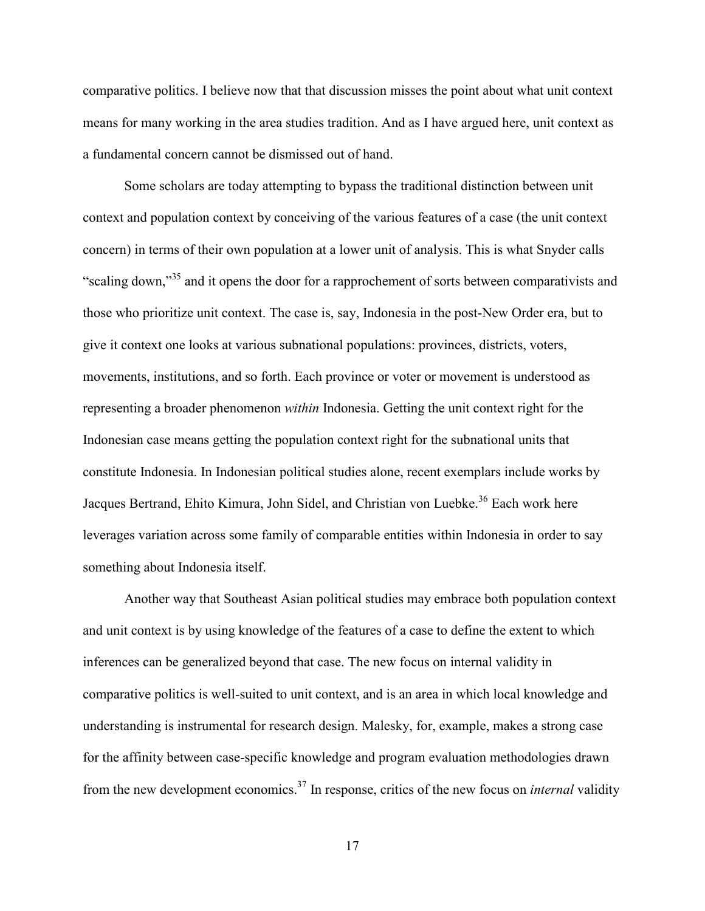comparative politics. I believe now that that discussion misses the point about what unit context means for many working in the area studies tradition. And as I have argued here, unit context as a fundamental concern cannot be dismissed out of hand.

Some scholars are today attempting to bypass the traditional distinction between unit context and population context by conceiving of the various features of a case (the unit context concern) in terms of their own population at a lower unit of analysis. This is what Snyder calls "scaling down,"[35] and it opens the door for a rapprochement of sorts between comparativists and those who prioritize unit context. The case is, say, Indonesia in the post-New Order era, but to give it context one looks at various subnational populations: provinces, districts, voters, movements, institutions, and so forth. Each province or voter or movement is understood as representing a broader phenomenon *within* Indonesia. Getting the unit context right for the Indonesian case means getting the population context right for the subnational units that constitute Indonesia. In Indonesian political studies alone, recent exemplars include works by Jacques Bertrand, Ehito Kimura, John Sidel, and Christian von Luebke.[36] Each work here leverages variation across some family of comparable entities within Indonesia in order to say something about Indonesia itself.

Another way that Southeast Asian political studies may embrace both population context and unit context is by using knowledge of the features of a case to define the extent to which inferences can be generalized beyond that case. The new focus on internal validity in comparative politics is well-suited to unit context, and is an area in which local knowledge and understanding is instrumental for research design. Malesky, for, example, makes a strong case for the affinity between case-specific knowledge and program evaluation methodologies drawn from the new development economics.[37] In response, critics of the new focus on *internal* validity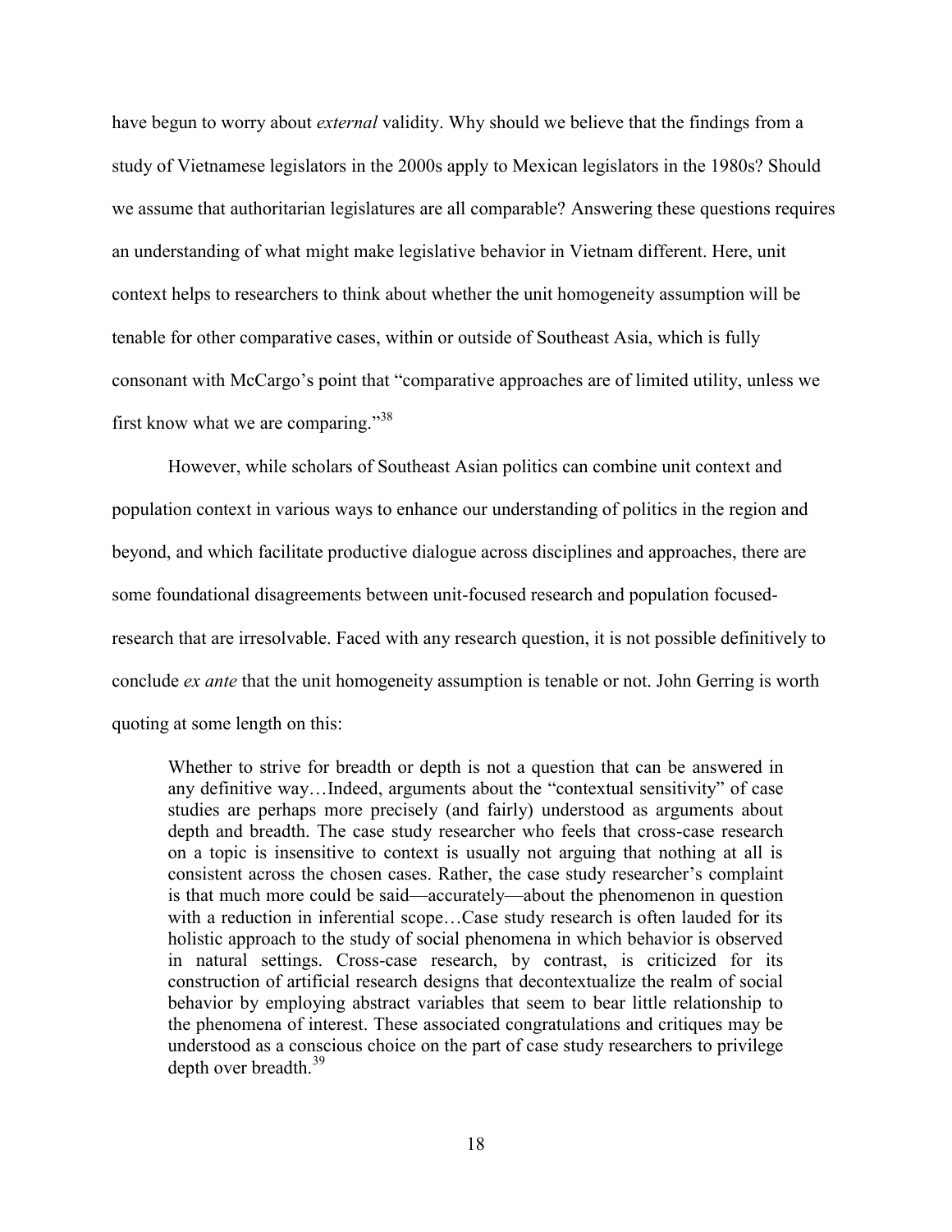have begun to worry about *external* validity. Why should we believe that the findings from a study of Vietnamese legislators in the 2000s apply to Mexican legislators in the 1980s? Should we assume that authoritarian legislatures are all comparable? Answering these questions requires an understanding of what might make legislative behavior in Vietnam different. Here, unit context helps to researchers to think about whether the unit homogeneity assumption will be tenable for other comparative cases, within or outside of Southeast Asia, which is fully consonant with McCargo's point that "comparative approaches are of limited utility, unless we first know what we are comparing."[38]

However, while scholars of Southeast Asian politics can combine unit context and population context in various ways to enhance our understanding of politics in the region and beyond, and which facilitate productive dialogue across disciplines and approaches, there are some foundational disagreements between unit-focused research and population focused-research that are irresolvable. Faced with any research question, it is not possible definitively to conclude *ex ante* that the unit homogeneity assumption is tenable or not. John Gerring is worth quoting at some length on this:

> Whether to strive for breadth or depth is not a question that can be answered in any definitive way…Indeed, arguments about the "contextual sensitivity" of case studies are perhaps more precisely (and fairly) understood as arguments about depth and breadth. The case study researcher who feels that cross-case research on a topic is insensitive to context is usually not arguing that nothing at all is consistent across the chosen cases. Rather, the case study researcher's complaint is that much more could be said—accurately—about the phenomenon in question with a reduction in inferential scope…Case study research is often lauded for its holistic approach to the study of social phenomena in which behavior is observed in natural settings. Cross-case research, by contrast, is criticized for its construction of artificial research designs that decontextualize the realm of social behavior by employing abstract variables that seem to bear little relationship to the phenomena of interest. These associated congratulations and critiques may be understood as a conscious choice on the part of case study researchers to privilege depth over breadth.[39]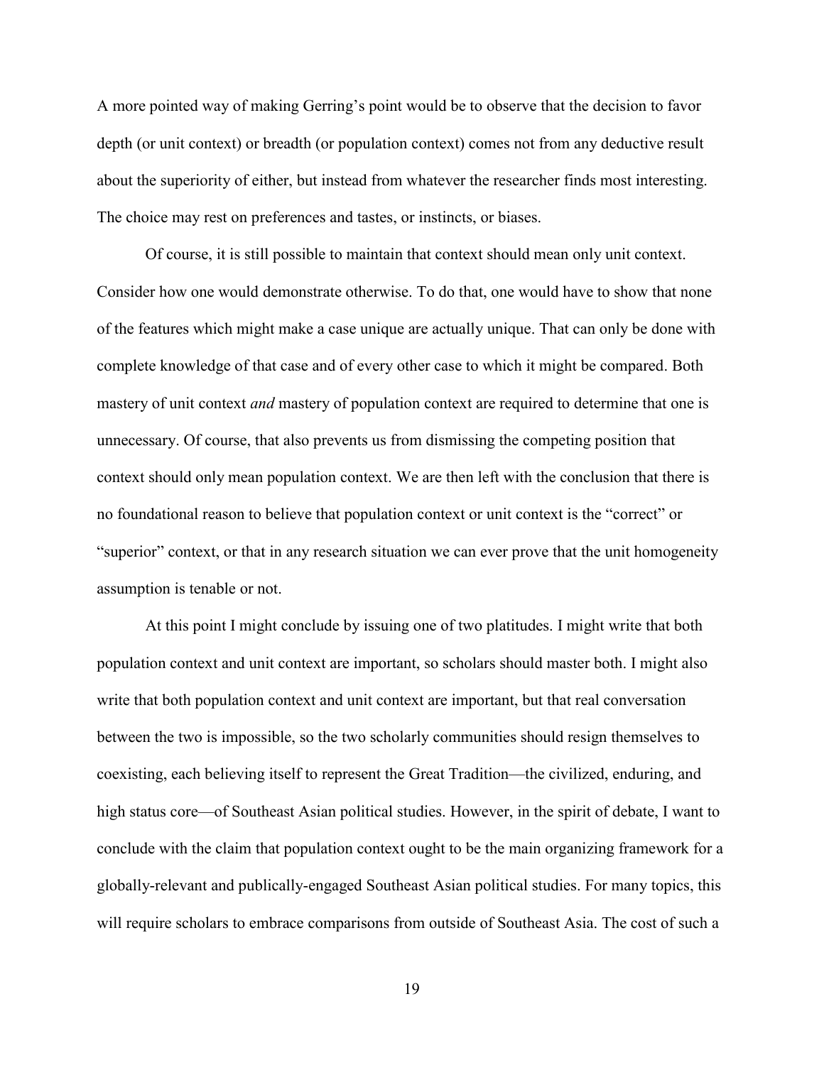A more pointed way of making Gerring's point would be to observe that the decision to favor depth (or unit context) or breadth (or population context) comes not from any deductive result about the superiority of either, but instead from whatever the researcher finds most interesting. The choice may rest on preferences and tastes, or instincts, or biases.

Of course, it is still possible to maintain that context should mean only unit context. Consider how one would demonstrate otherwise. To do that, one would have to show that none of the features which might make a case unique are actually unique. That can only be done with complete knowledge of that case and of every other case to which it might be compared. Both mastery of unit context *and* mastery of population context are required to determine that one is unnecessary. Of course, that also prevents us from dismissing the competing position that context should only mean population context. We are then left with the conclusion that there is no foundational reason to believe that population context or unit context is the "correct" or "superior" context, or that in any research situation we can ever prove that the unit homogeneity assumption is tenable or not.

At this point I might conclude by issuing one of two platitudes. I might write that both population context and unit context are important, so scholars should master both. I might also write that both population context and unit context are important, but that real conversation between the two is impossible, so the two scholarly communities should resign themselves to coexisting, each believing itself to represent the Great Tradition—the civilized, enduring, and high status core—of Southeast Asian political studies. However, in the spirit of debate, I want to conclude with the claim that population context ought to be the main organizing framework for a globally-relevant and publically-engaged Southeast Asian political studies. For many topics, this will require scholars to embrace comparisons from outside of Southeast Asia. The cost of such a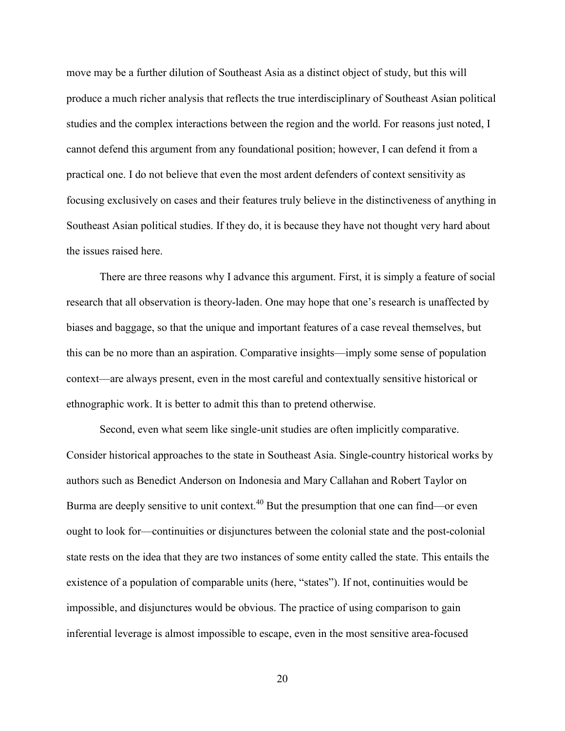move may be a further dilution of Southeast Asia as a distinct object of study, but this will produce a much richer analysis that reflects the true interdisciplinary of Southeast Asian political studies and the complex interactions between the region and the world. For reasons just noted, I cannot defend this argument from any foundational position; however, I can defend it from a practical one. I do not believe that even the most ardent defenders of context sensitivity as focusing exclusively on cases and their features truly believe in the distinctiveness of anything in Southeast Asian political studies. If they do, it is because they have not thought very hard about the issues raised here.

There are three reasons why I advance this argument. First, it is simply a feature of social research that all observation is theory-laden. One may hope that one's research is unaffected by biases and baggage, so that the unique and important features of a case reveal themselves, but this can be no more than an aspiration. Comparative insights—imply some sense of population context—are always present, even in the most careful and contextually sensitive historical or ethnographic work. It is better to admit this than to pretend otherwise.

Second, even what seem like single-unit studies are often implicitly comparative. Consider historical approaches to the state in Southeast Asia. Single-country historical works by authors such as Benedict Anderson on Indonesia and Mary Callahan and Robert Taylor on Burma are deeply sensitive to unit context.[40] But the presumption that one can find—or even ought to look for—continuities or disjunctures between the colonial state and the post-colonial state rests on the idea that they are two instances of some entity called the state. This entails the existence of a population of comparable units (here, "states"). If not, continuities would be impossible, and disjunctures would be obvious. The practice of using comparison to gain inferential leverage is almost impossible to escape, even in the most sensitive area-focused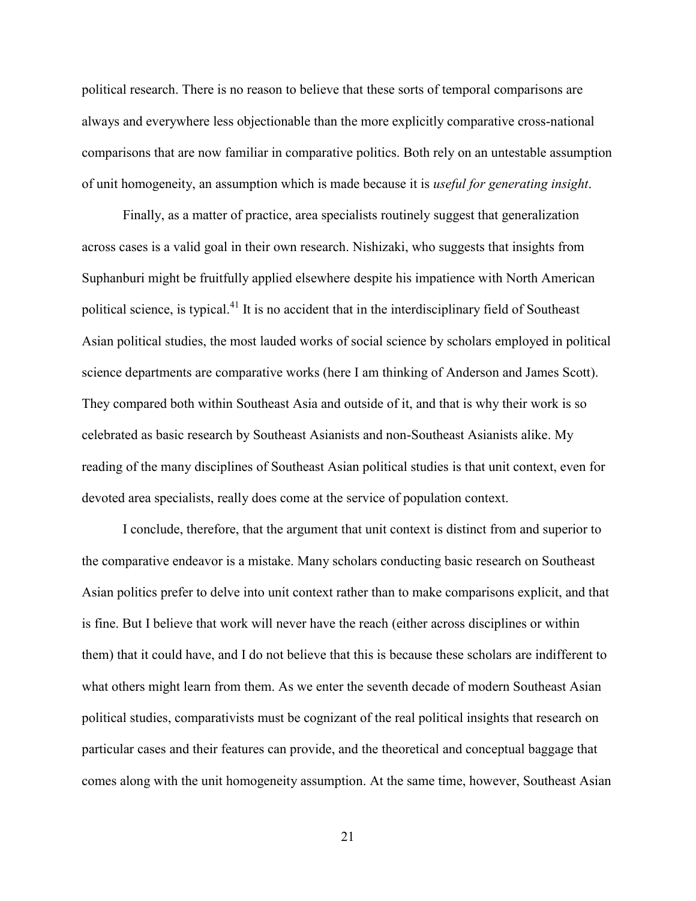political research. There is no reason to believe that these sorts of temporal comparisons are always and everywhere less objectionable than the more explicitly comparative cross-national comparisons that are now familiar in comparative politics. Both rely on an untestable assumption of unit homogeneity, an assumption which is made because it is *useful for generating insight*.

Finally, as a matter of practice, area specialists routinely suggest that generalization across cases is a valid goal in their own research. Nishizaki, who suggests that insights from Suphanburi might be fruitfully applied elsewhere despite his impatience with North American political science, is typical.[41] It is no accident that in the interdisciplinary field of Southeast Asian political studies, the most lauded works of social science by scholars employed in political science departments are comparative works (here I am thinking of Anderson and James Scott). They compared both within Southeast Asia and outside of it, and that is why their work is so celebrated as basic research by Southeast Asianists and non-Southeast Asianists alike. My reading of the many disciplines of Southeast Asian political studies is that unit context, even for devoted area specialists, really does come at the service of population context.

I conclude, therefore, that the argument that unit context is distinct from and superior to the comparative endeavor is a mistake. Many scholars conducting basic research on Southeast Asian politics prefer to delve into unit context rather than to make comparisons explicit, and that is fine. But I believe that work will never have the reach (either across disciplines or within them) that it could have, and I do not believe that this is because these scholars are indifferent to what others might learn from them. As we enter the seventh decade of modern Southeast Asian political studies, comparativists must be cognizant of the real political insights that research on particular cases and their features can provide, and the theoretical and conceptual baggage that comes along with the unit homogeneity assumption. At the same time, however, Southeast Asian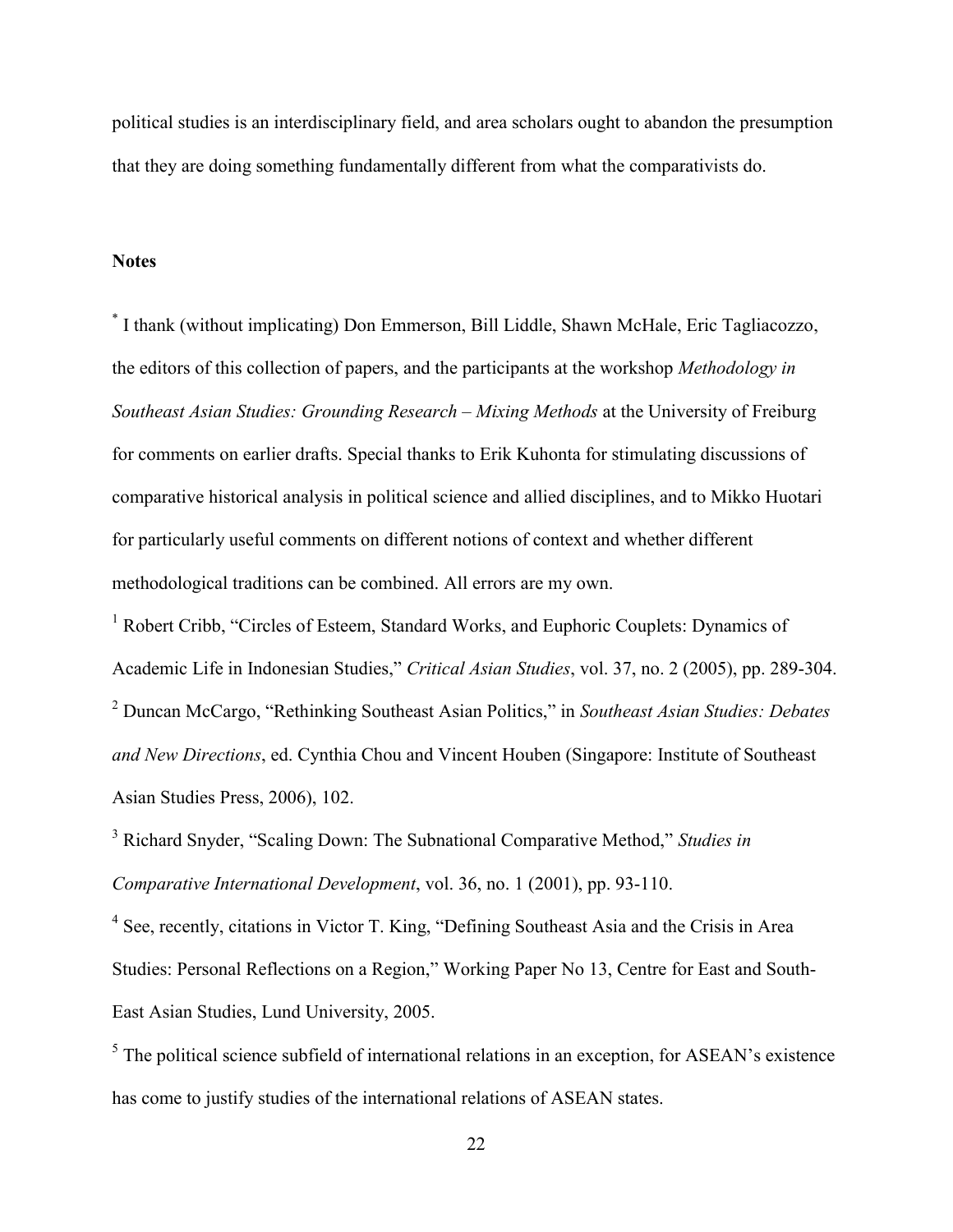political studies is an interdisciplinary field, and area scholars ought to abandon the presumption that they are doing something fundamentally different from what the comparativists do.

**Notes**

[*] I thank (without implicating) Don Emmerson, Bill Liddle, Shawn McHale, Eric Tagliacozzo, the editors of this collection of papers, and the participants at the workshop *Methodology in Southeast Asian Studies: Grounding Research – Mixing Methods* at the University of Freiburg for comments on earlier drafts. Special thanks to Erik Kuhonta for stimulating discussions of comparative historical analysis in political science and allied disciplines, and to Mikko Huotari for particularly useful comments on different notions of context and whether different methodological traditions can be combined. All errors are my own.

[1] Robert Cribb, "Circles of Esteem, Standard Works, and Euphoric Couplets: Dynamics of Academic Life in Indonesian Studies," *Critical Asian Studies*, vol. 37, no. 2 (2005), pp. 289-304.

[2] Duncan McCargo, "Rethinking Southeast Asian Politics," in *Southeast Asian Studies: Debates and New Directions*, ed. Cynthia Chou and Vincent Houben (Singapore: Institute of Southeast Asian Studies Press, 2006), 102.

[3] Richard Snyder, "Scaling Down: The Subnational Comparative Method," *Studies in Comparative International Development*, vol. 36, no. 1 (2001), pp. 93-110.

[4] See, recently, citations in Victor T. King, "Defining Southeast Asia and the Crisis in Area Studies: Personal Reflections on a Region," Working Paper No 13, Centre for East and South-East Asian Studies, Lund University, 2005.

[5] The political science subfield of international relations in an exception, for ASEAN's existence has come to justify studies of the international relations of ASEAN states.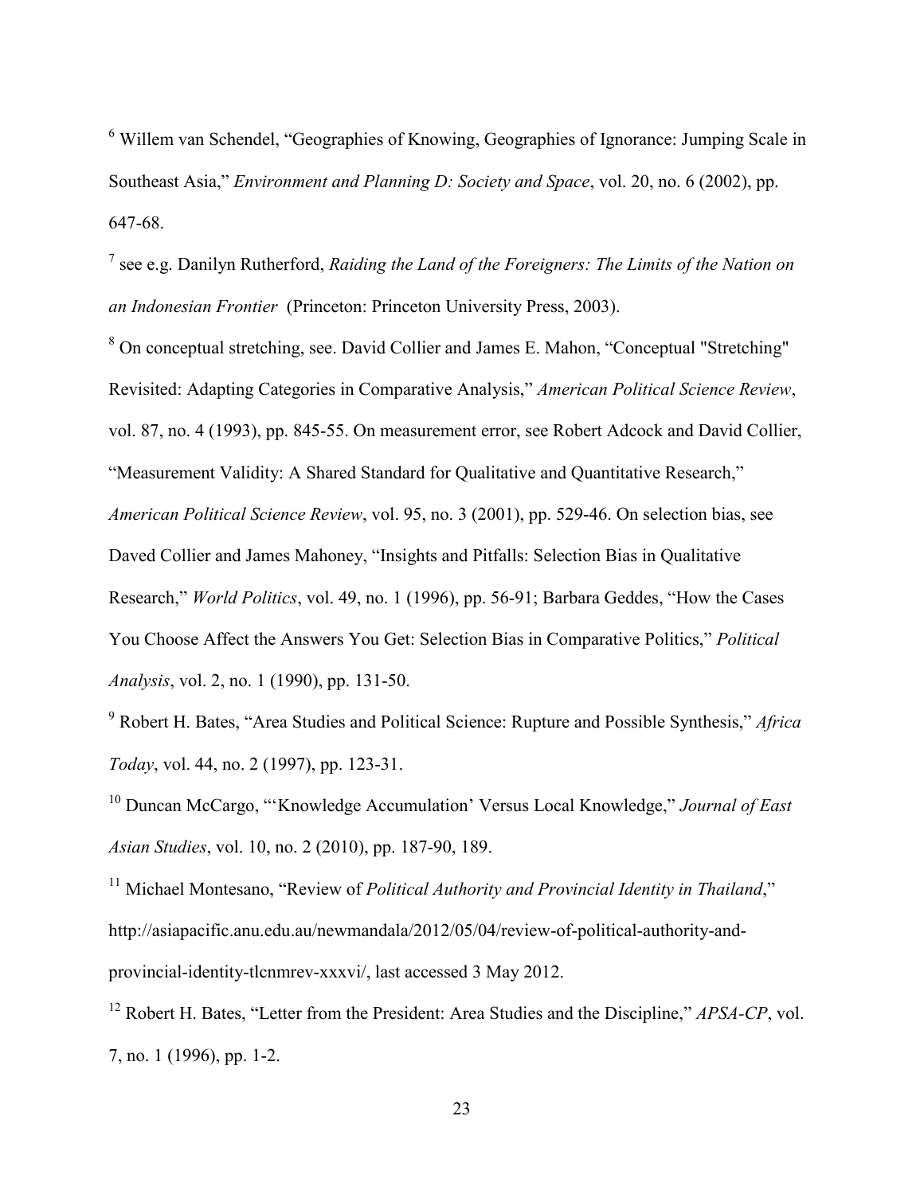[6] Willem van Schendel, "Geographies of Knowing, Geographies of Ignorance: Jumping Scale in Southeast Asia," *Environment and Planning D: Society and Space*, vol. 20, no. 6 (2002), pp. 647-68.

[7] see e.g. Danilyn Rutherford, *Raiding the Land of the Foreigners: The Limits of the Nation on an Indonesian Frontier* (Princeton: Princeton University Press, 2003).

[8] On conceptual stretching, see. David Collier and James E. Mahon, "Conceptual "Stretching" Revisited: Adapting Categories in Comparative Analysis," *American Political Science Review*, vol. 87, no. 4 (1993), pp. 845-55. On measurement error, see Robert Adcock and David Collier, "Measurement Validity: A Shared Standard for Qualitative and Quantitative Research," *American Political Science Review*, vol. 95, no. 3 (2001), pp. 529-46. On selection bias, see Daved Collier and James Mahoney, "Insights and Pitfalls: Selection Bias in Qualitative Research," *World Politics*, vol. 49, no. 1 (1996), pp. 56-91; Barbara Geddes, "How the Cases You Choose Affect the Answers You Get: Selection Bias in Comparative Politics," *Political Analysis*, vol. 2, no. 1 (1990), pp. 131-50.

[9] Robert H. Bates, "Area Studies and Political Science: Rupture and Possible Synthesis," *Africa Today*, vol. 44, no. 2 (1997), pp. 123-31.

[10] Duncan McCargo, "'Knowledge Accumulation' Versus Local Knowledge," *Journal of East Asian Studies*, vol. 10, no. 2 (2010), pp. 187-90, 189.

[11] Michael Montesano, "Review of *Political Authority and Provincial Identity in Thailand*," http://asiapacific.anu.edu.au/newmandala/2012/05/04/review-of-political-authority-and-provincial-identity-tlcnmrev-xxxvi/, last accessed 3 May 2012.

[12] Robert H. Bates, "Letter from the President: Area Studies and the Discipline," *APSA-CP*, vol. 7, no. 1 (1996), pp. 1-2.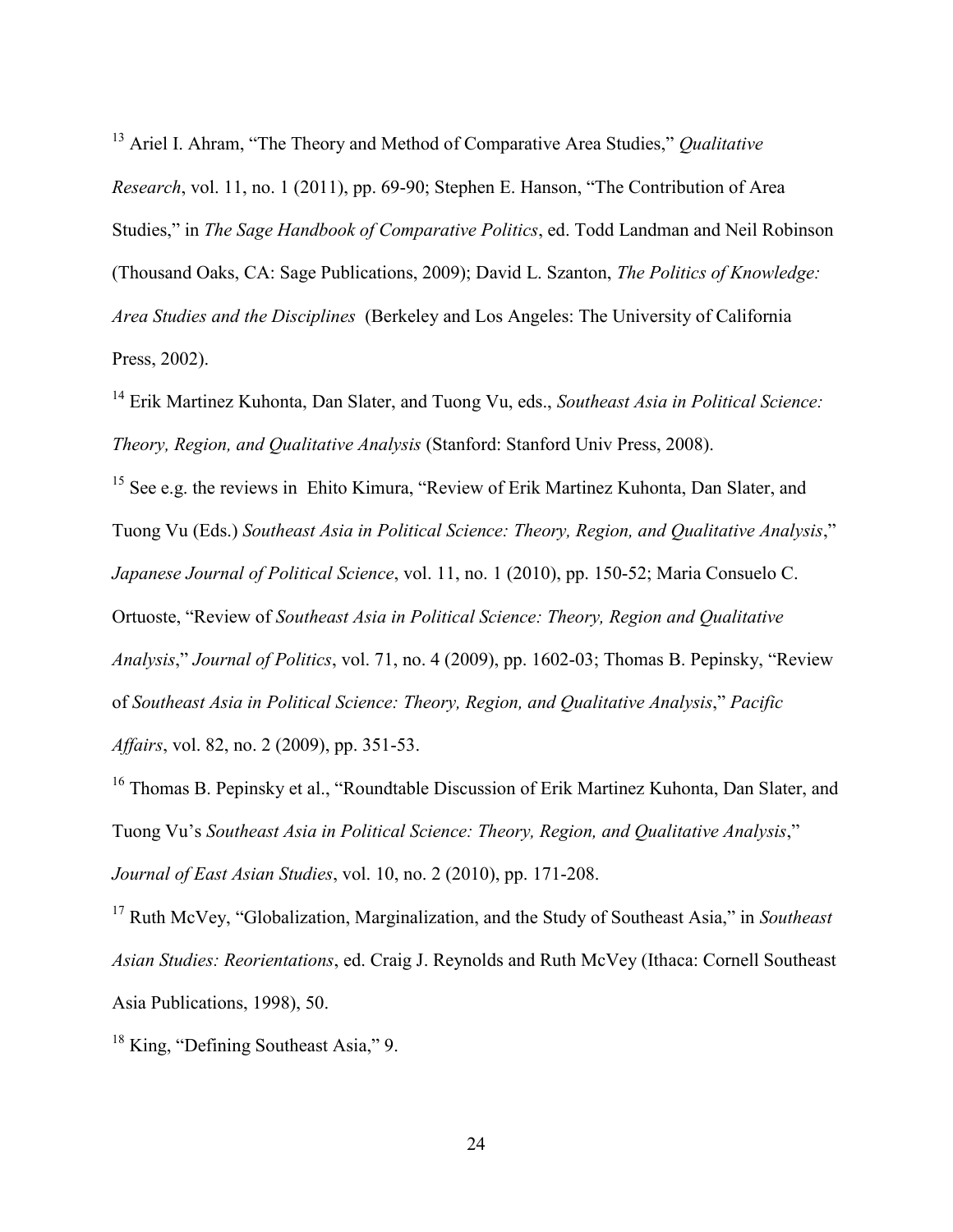[13] Ariel I. Ahram, "The Theory and Method of Comparative Area Studies," *Qualitative Research*, vol. 11, no. 1 (2011), pp. 69-90; Stephen E. Hanson, "The Contribution of Area Studies," in *The Sage Handbook of Comparative Politics*, ed. Todd Landman and Neil Robinson (Thousand Oaks, CA: Sage Publications, 2009); David L. Szanton, *The Politics of Knowledge: Area Studies and the Disciplines* (Berkeley and Los Angeles: The University of California Press, 2002).

[14] Erik Martinez Kuhonta, Dan Slater, and Tuong Vu, eds., *Southeast Asia in Political Science: Theory, Region, and Qualitative Analysis* (Stanford: Stanford Univ Press, 2008).

[15] See e.g. the reviews in Ehito Kimura, "Review of Erik Martinez Kuhonta, Dan Slater, and Tuong Vu (Eds.) *Southeast Asia in Political Science: Theory, Region, and Qualitative Analysis*," *Japanese Journal of Political Science*, vol. 11, no. 1 (2010), pp. 150-52; Maria Consuelo C. Ortuoste, "Review of *Southeast Asia in Political Science: Theory, Region and Qualitative Analysis*," *Journal of Politics*, vol. 71, no. 4 (2009), pp. 1602-03; Thomas B. Pepinsky, "Review of *Southeast Asia in Political Science: Theory, Region, and Qualitative Analysis*," *Pacific Affairs*, vol. 82, no. 2 (2009), pp. 351-53.

[16] Thomas B. Pepinsky et al., "Roundtable Discussion of Erik Martinez Kuhonta, Dan Slater, and Tuong Vu's *Southeast Asia in Political Science: Theory, Region, and Qualitative Analysis*," *Journal of East Asian Studies*, vol. 10, no. 2 (2010), pp. 171-208.

[17] Ruth McVey, "Globalization, Marginalization, and the Study of Southeast Asia," in *Southeast Asian Studies: Reorientations*, ed. Craig J. Reynolds and Ruth McVey (Ithaca: Cornell Southeast Asia Publications, 1998), 50.

[18] King, "Defining Southeast Asia," 9.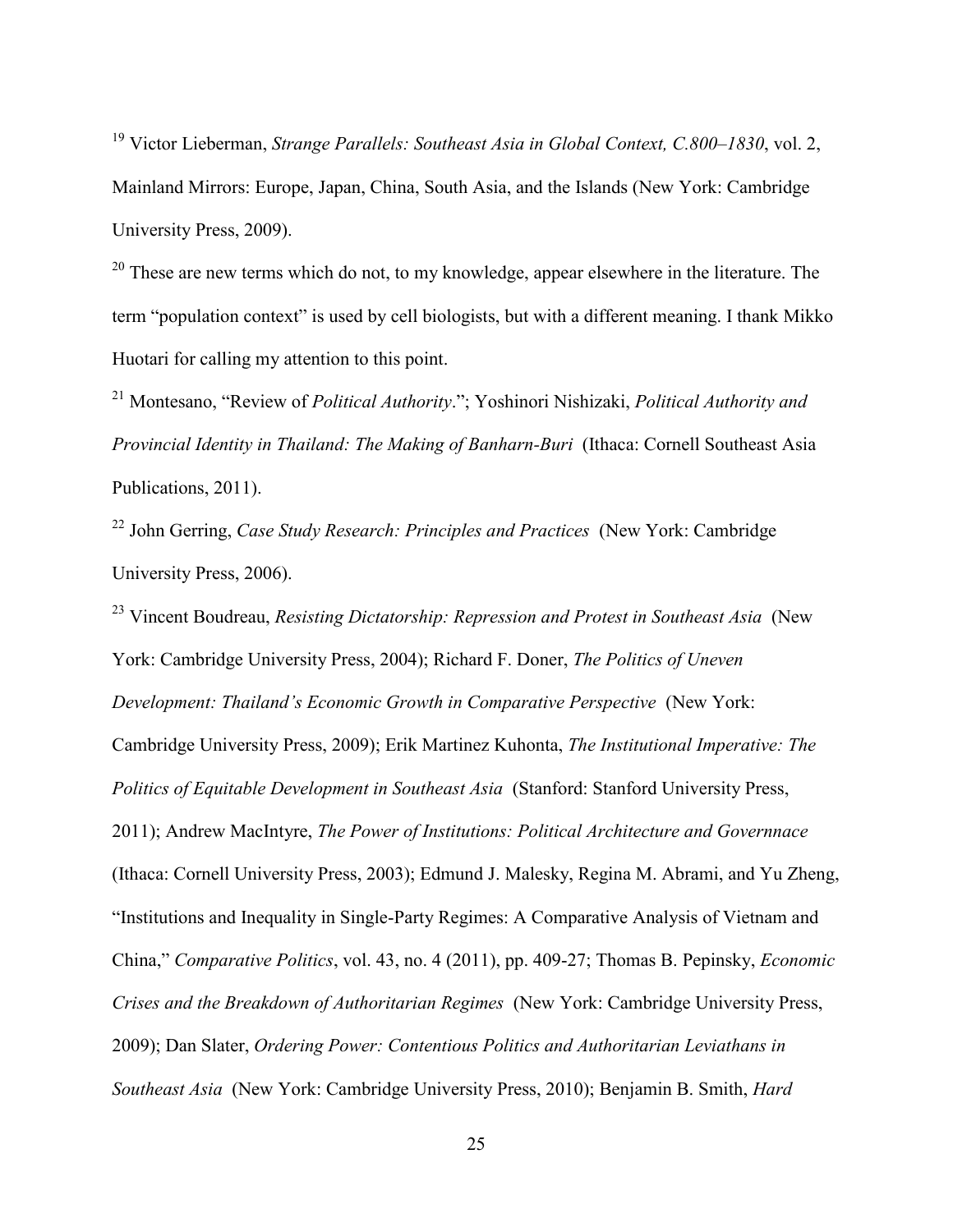[19] Victor Lieberman, *Strange Parallels: Southeast Asia in Global Context, C.800–1830*, vol. 2, Mainland Mirrors: Europe, Japan, China, South Asia, and the Islands (New York: Cambridge University Press, 2009).

[20] These are new terms which do not, to my knowledge, appear elsewhere in the literature. The term "population context" is used by cell biologists, but with a different meaning. I thank Mikko Huotari for calling my attention to this point.

[21] Montesano, "Review of *Political Authority*."; Yoshinori Nishizaki, *Political Authority and Provincial Identity in Thailand: The Making of Banharn-Buri* (Ithaca: Cornell Southeast Asia Publications, 2011).

[22] John Gerring, *Case Study Research: Principles and Practices* (New York: Cambridge University Press, 2006).

[23] Vincent Boudreau, *Resisting Dictatorship: Repression and Protest in Southeast Asia* (New York: Cambridge University Press, 2004); Richard F. Doner, *The Politics of Uneven Development: Thailand's Economic Growth in Comparative Perspective* (New York: Cambridge University Press, 2009); Erik Martinez Kuhonta, *The Institutional Imperative: The Politics of Equitable Development in Southeast Asia* (Stanford: Stanford University Press, 2011); Andrew MacIntyre, *The Power of Institutions: Political Architecture and Governnace* (Ithaca: Cornell University Press, 2003); Edmund J. Malesky, Regina M. Abrami, and Yu Zheng, "Institutions and Inequality in Single-Party Regimes: A Comparative Analysis of Vietnam and China," *Comparative Politics*, vol. 43, no. 4 (2011), pp. 409-27; Thomas B. Pepinsky, *Economic Crises and the Breakdown of Authoritarian Regimes* (New York: Cambridge University Press, 2009); Dan Slater, *Ordering Power: Contentious Politics and Authoritarian Leviathans in Southeast Asia* (New York: Cambridge University Press, 2010); Benjamin B. Smith, *Hard*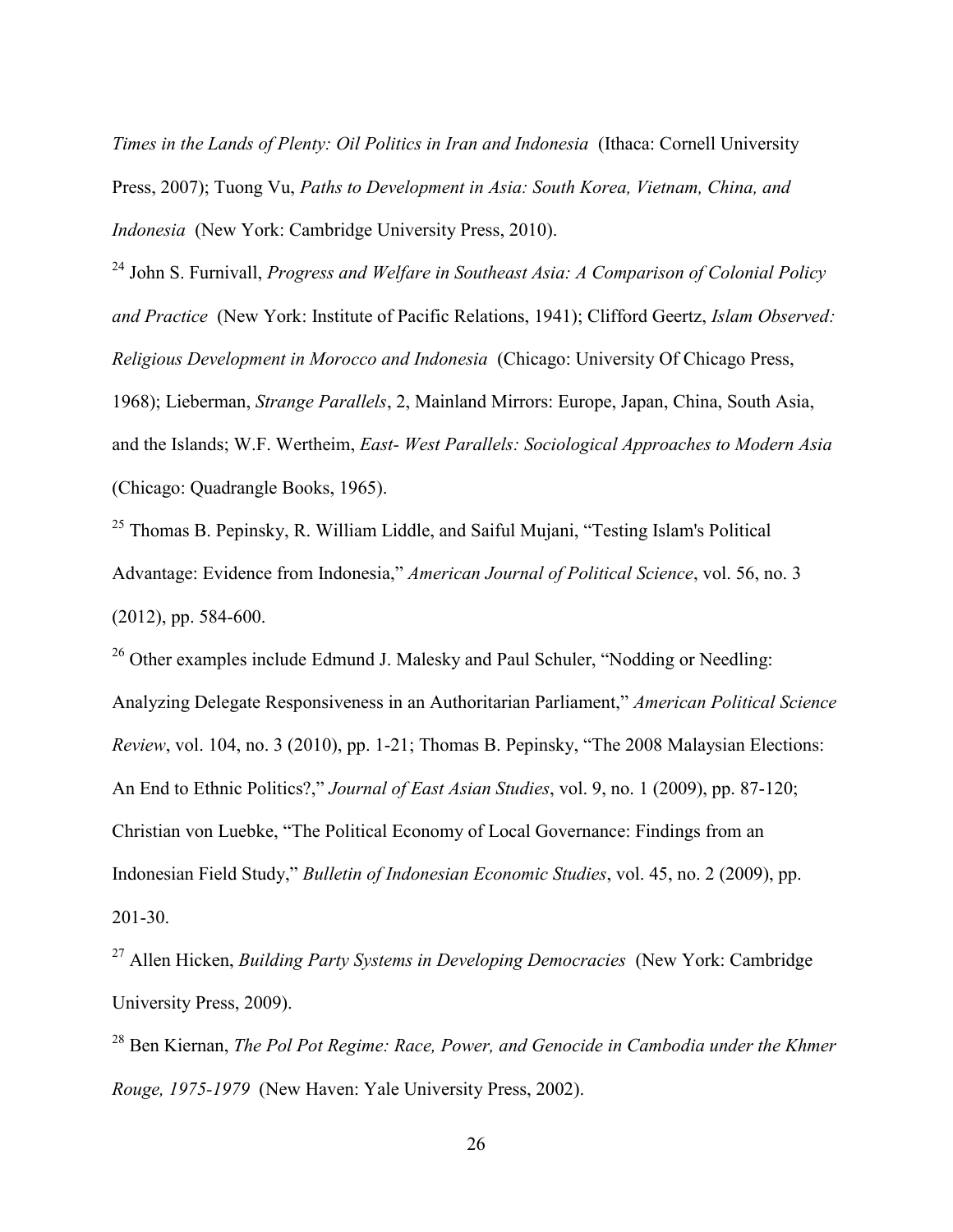*Times in the Lands of Plenty: Oil Politics in Iran and Indonesia* (Ithaca: Cornell University Press, 2007); Tuong Vu, *Paths to Development in Asia: South Korea, Vietnam, China, and Indonesia* (New York: Cambridge University Press, 2010).

[24] John S. Furnivall, *Progress and Welfare in Southeast Asia: A Comparison of Colonial Policy and Practice* (New York: Institute of Pacific Relations, 1941); Clifford Geertz, *Islam Observed: Religious Development in Morocco and Indonesia* (Chicago: University Of Chicago Press, 1968); Lieberman, *Strange Parallels*, 2, Mainland Mirrors: Europe, Japan, China, South Asia, and the Islands; W.F. Wertheim, *East- West Parallels: Sociological Approaches to Modern Asia* (Chicago: Quadrangle Books, 1965).

[25] Thomas B. Pepinsky, R. William Liddle, and Saiful Mujani, "Testing Islam's Political Advantage: Evidence from Indonesia," *American Journal of Political Science*, vol. 56, no. 3 (2012), pp. 584-600.

[26] Other examples include Edmund J. Malesky and Paul Schuler, "Nodding or Needling: Analyzing Delegate Responsiveness in an Authoritarian Parliament," *American Political Science Review*, vol. 104, no. 3 (2010), pp. 1-21; Thomas B. Pepinsky, "The 2008 Malaysian Elections: An End to Ethnic Politics?," *Journal of East Asian Studies*, vol. 9, no. 1 (2009), pp. 87-120; Christian von Luebke, "The Political Economy of Local Governance: Findings from an Indonesian Field Study," *Bulletin of Indonesian Economic Studies*, vol. 45, no. 2 (2009), pp. 201-30.

[27] Allen Hicken, *Building Party Systems in Developing Democracies* (New York: Cambridge University Press, 2009).

[28] Ben Kiernan, *The Pol Pot Regime: Race, Power, and Genocide in Cambodia under the Khmer Rouge, 1975-1979* (New Haven: Yale University Press, 2002).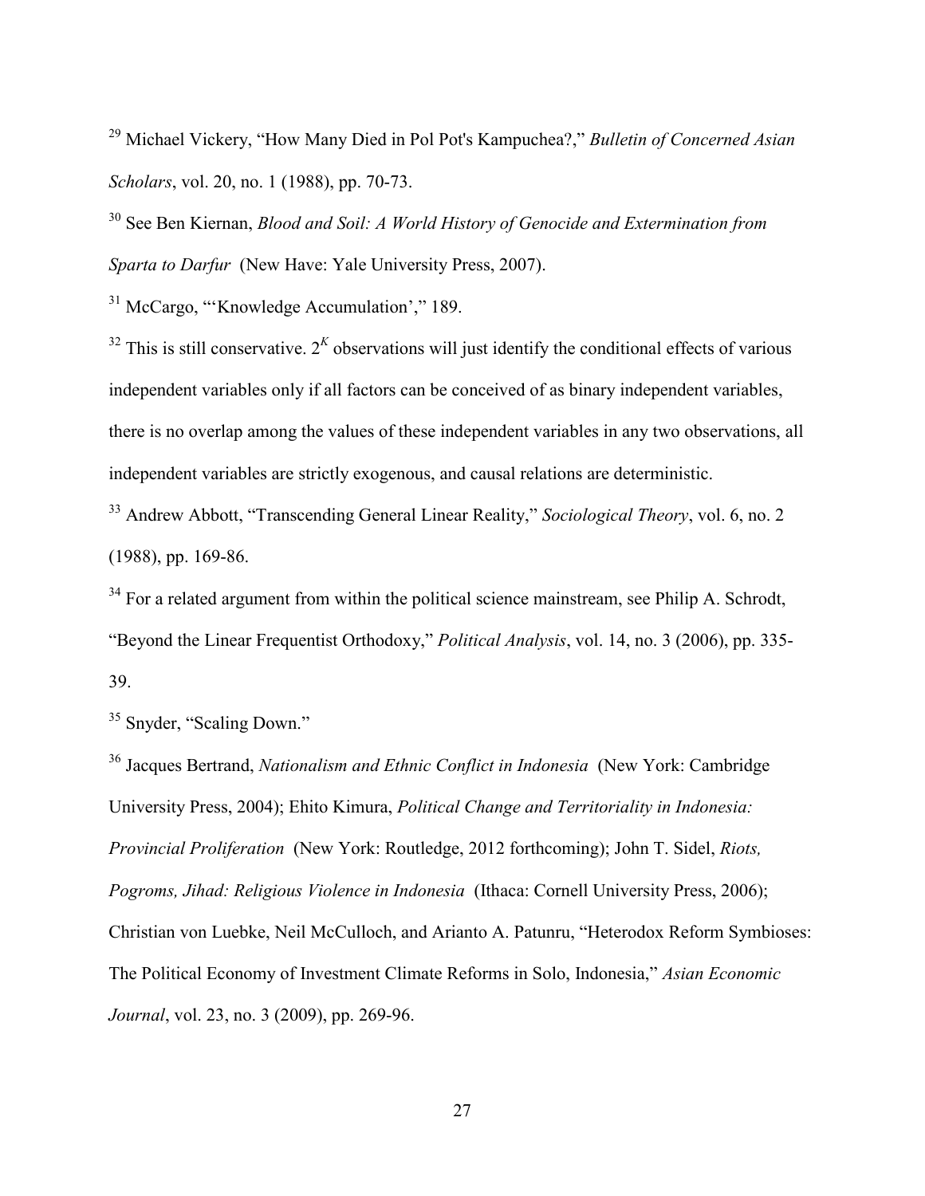[29] Michael Vickery, "How Many Died in Pol Pot's Kampuchea?," *Bulletin of Concerned Asian Scholars*, vol. 20, no. 1 (1988), pp. 70-73.

[30] See Ben Kiernan, *Blood and Soil: A World History of Genocide and Extermination from Sparta to Darfur* (New Have: Yale University Press, 2007).

[31] McCargo, "'Knowledge Accumulation'," 189.

[32] This is still conservative. $2^K$ observations will just identify the conditional effects of various independent variables only if all factors can be conceived of as binary independent variables, there is no overlap among the values of these independent variables in any two observations, all independent variables are strictly exogenous, and causal relations are deterministic.

[33] Andrew Abbott, "Transcending General Linear Reality," *Sociological Theory*, vol. 6, no. 2 (1988), pp. 169-86.

[34] For a related argument from within the political science mainstream, see Philip A. Schrodt, "Beyond the Linear Frequentist Orthodoxy," *Political Analysis*, vol. 14, no. 3 (2006), pp. 335-39.

[35] Snyder, "Scaling Down."

[36] Jacques Bertrand, *Nationalism and Ethnic Conflict in Indonesia* (New York: Cambridge University Press, 2004); Ehito Kimura, *Political Change and Territoriality in Indonesia: Provincial Proliferation* (New York: Routledge, 2012 forthcoming); John T. Sidel, *Riots, Pogroms, Jihad: Religious Violence in Indonesia* (Ithaca: Cornell University Press, 2006); Christian von Luebke, Neil McCulloch, and Arianto A. Patunru, "Heterodox Reform Symbioses: The Political Economy of Investment Climate Reforms in Solo, Indonesia," *Asian Economic Journal*, vol. 23, no. 3 (2009), pp. 269-96.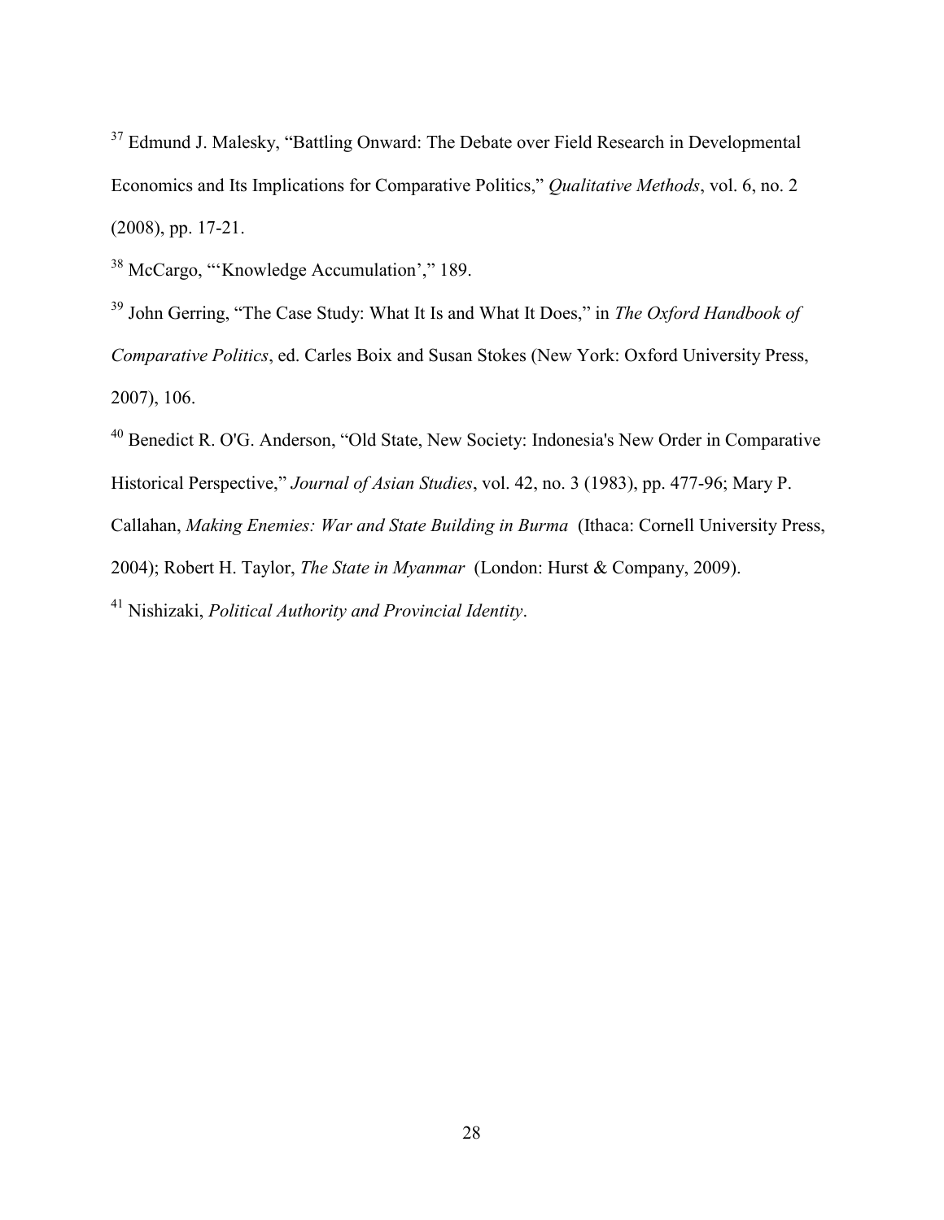[37] Edmund J. Malesky, "Battling Onward: The Debate over Field Research in Developmental Economics and Its Implications for Comparative Politics," *Qualitative Methods*, vol. 6, no. 2 (2008), pp. 17-21.

[38] McCargo, "'Knowledge Accumulation'," 189.

[39] John Gerring, "The Case Study: What It Is and What It Does," in *The Oxford Handbook of Comparative Politics*, ed. Carles Boix and Susan Stokes (New York: Oxford University Press, 2007), 106.

[40] Benedict R. O'G. Anderson, "Old State, New Society: Indonesia's New Order in Comparative Historical Perspective," *Journal of Asian Studies*, vol. 42, no. 3 (1983), pp. 477-96; Mary P. Callahan, *Making Enemies: War and State Building in Burma* (Ithaca: Cornell University Press, 2004); Robert H. Taylor, *The State in Myanmar* (London: Hurst & Company, 2009).

[41] Nishizaki, *Political Authority and Provincial Identity*.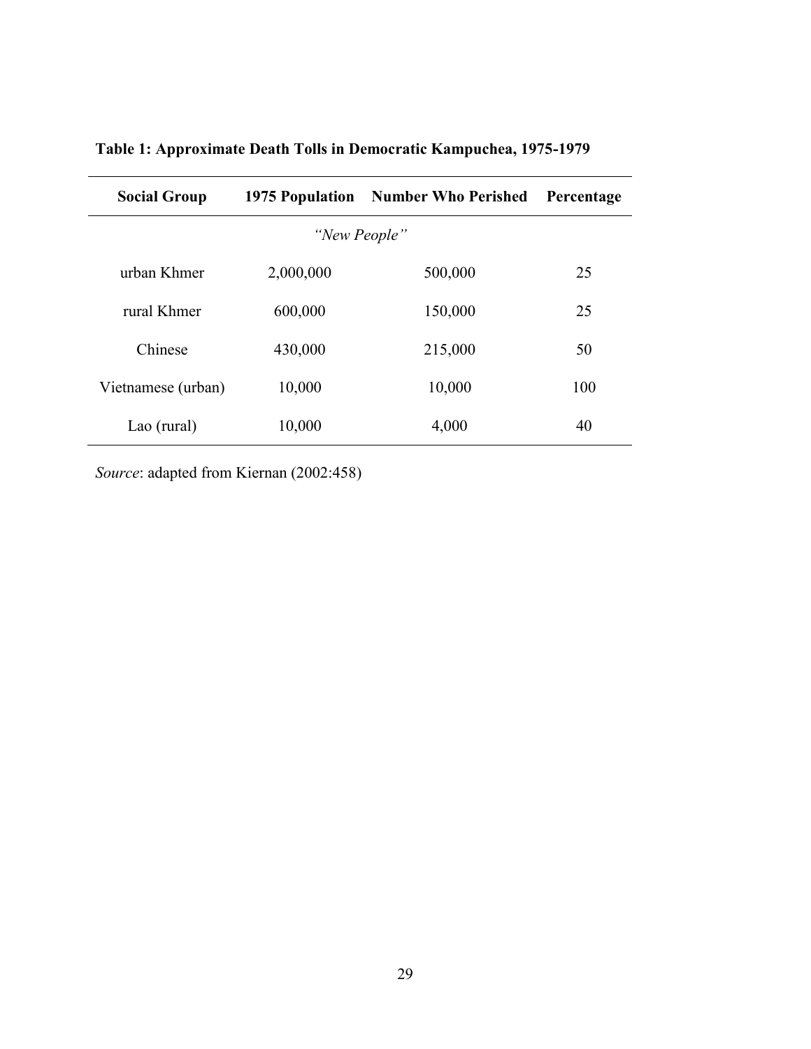**Table 1: Approximate Death Tolls in Democratic Kampuchea, 1975-1979**

| Social Group | 1975 Population | Number Who Perished | Percentage |
|---|---|---|---|
| | *"New People"* | | |
| urban Khmer | 2,000,000 | 500,000 | 25 |
| rural Khmer | 600,000 | 150,000 | 25 |
| Chinese | 430,000 | 215,000 | 50 |
| Vietnamese (urban) | 10,000 | 10,000 | 100 |
| Lao (rural) | 10,000 | 4,000 | 40 |

*Source*: adapted from Kiernan (2002:458)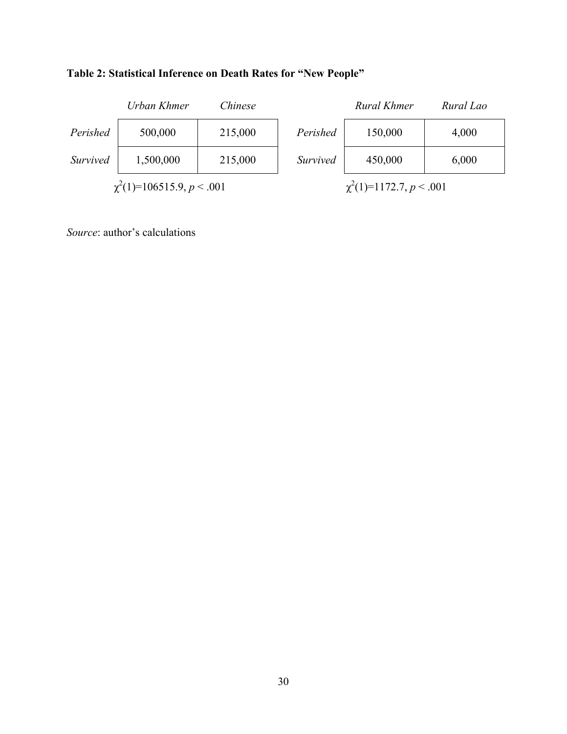**Table 2: Statistical Inference on Death Rates for "New People"**

| | *Urban Khmer* | *Chinese* |
|---|---|---|
| *Perished* | 500,000 | 215,000 |
| *Survived* | 1,500,000 | 215,000 |

$\chi^2(1)$=106515.9, $p < .001$

| | *Rural Khmer* | *Rural Lao* |
|---|---|---|
| *Perished* | 150,000 | 4,000 |
| *Survived* | 450,000 | 6,000 |

$\chi^2(1)$=1172.7, $p < .001$

*Source*: author's calculations